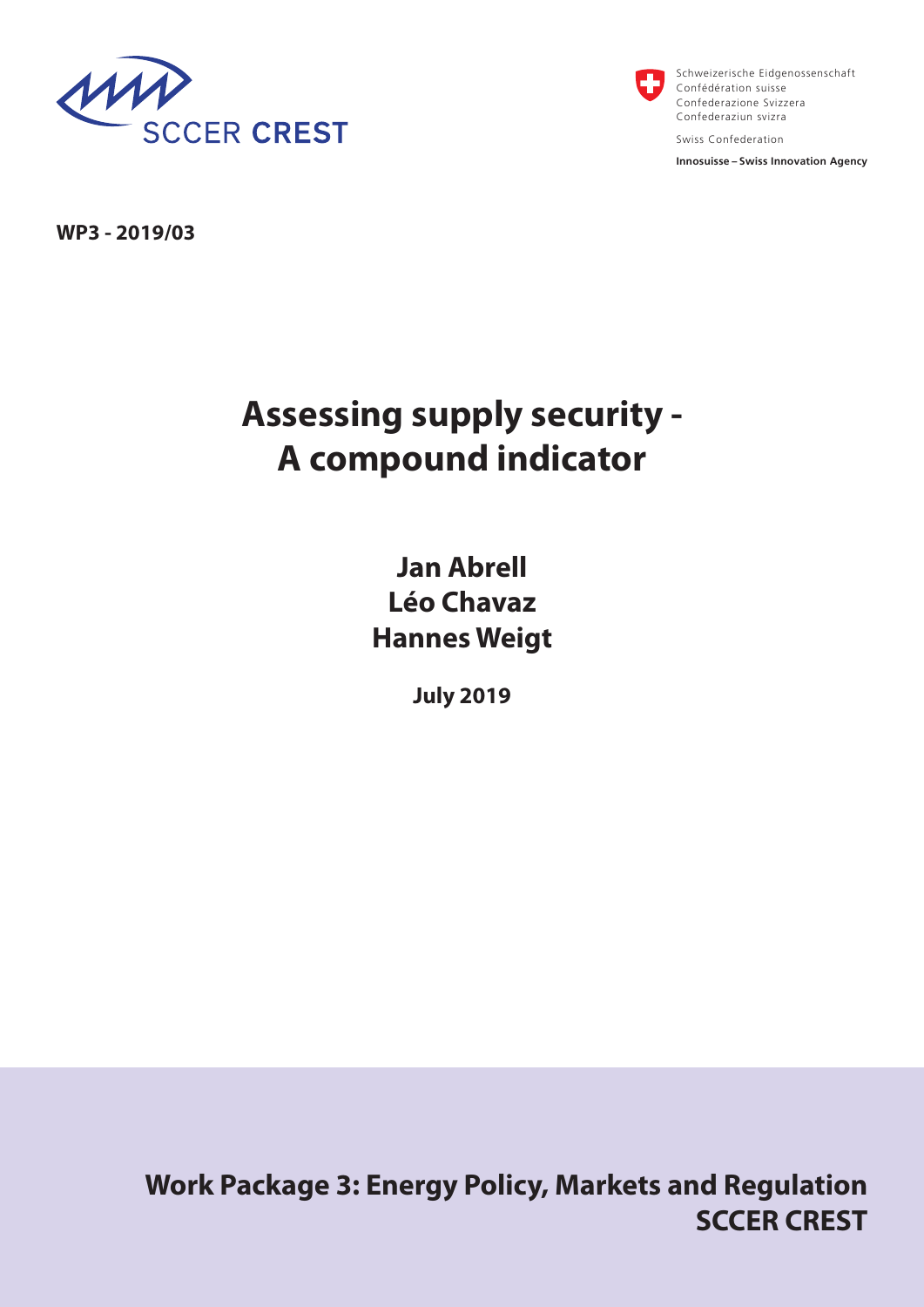SCCER CREST

Schweizerische Eidgenossenschaft
Confédération suisse
Confederazione Svizzera
Confederaziun svizra

Swiss Confederation

**Innosuisse – Swiss Innovation Agency**

**WP3 - 2019/03**

# Assessing supply security - A compound indicator

**Jan Abrell**
**Léo Chavaz**
**Hannes Weigt**

**July 2019**

**Work Package 3: Energy Policy, Markets and Regulation**
**SCCER CREST**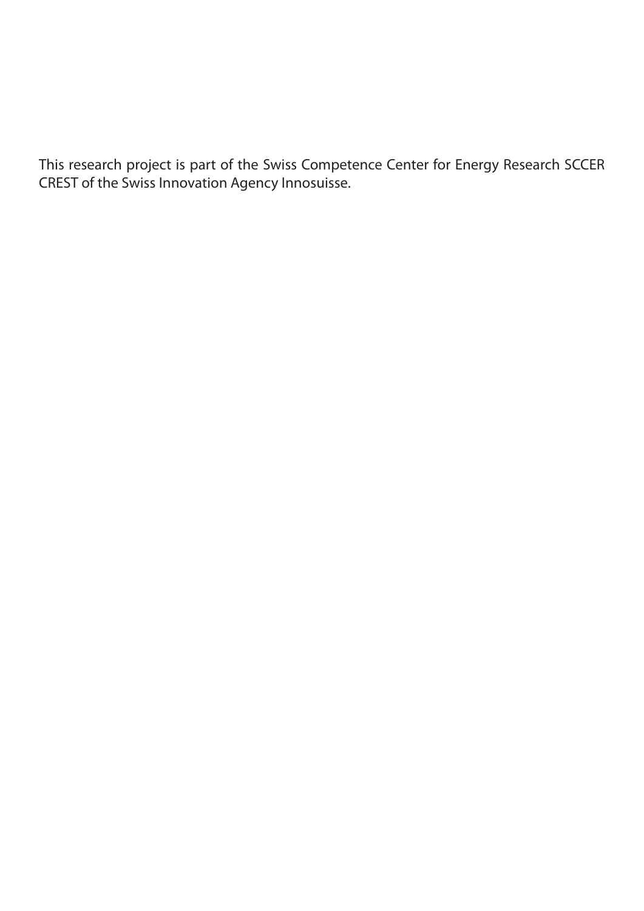This research project is part of the Swiss Competence Center for Energy Research SCCER CREST of the Swiss Innovation Agency Innosuisse.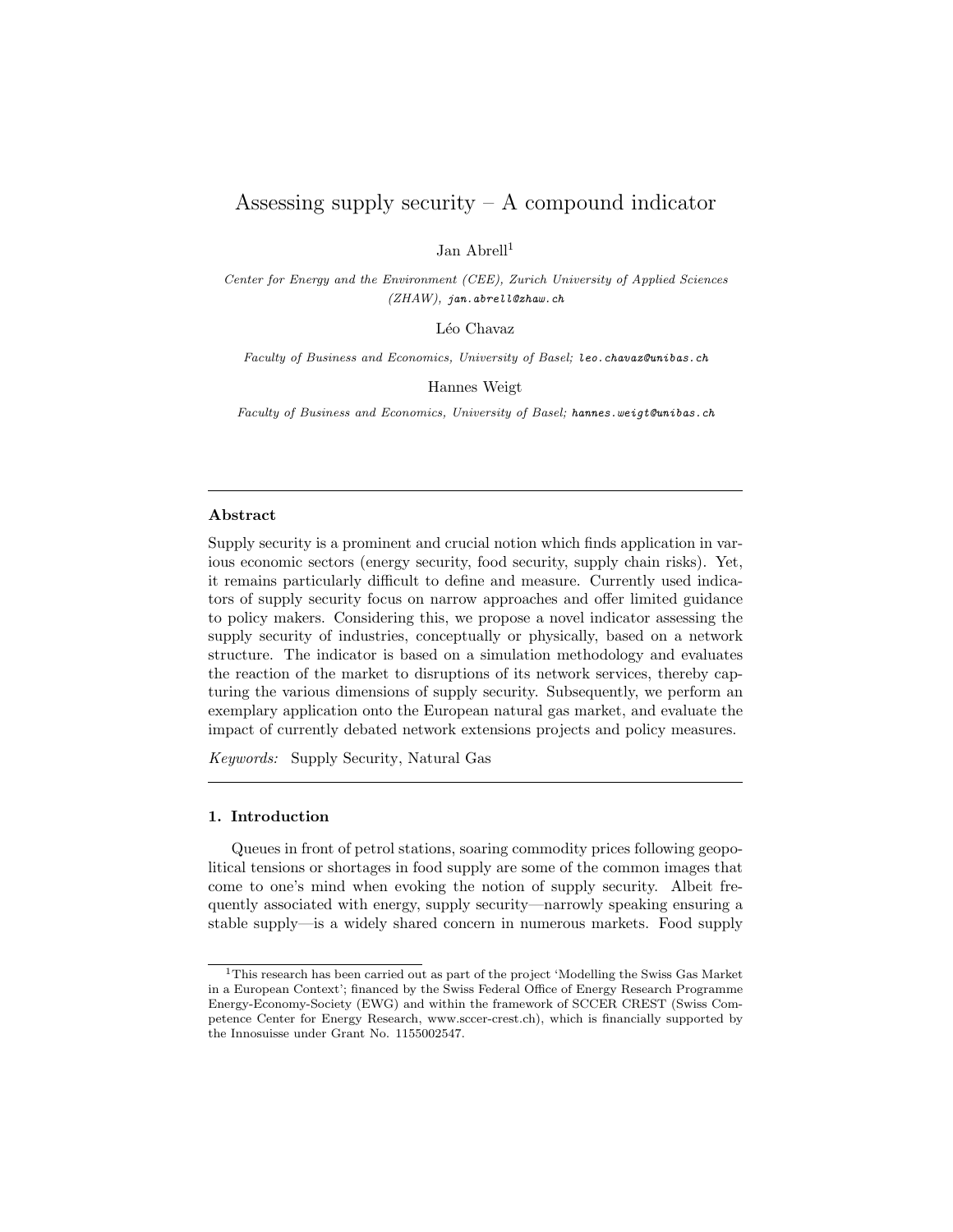# Assessing supply security – A compound indicator

Jan Abrell[1]

*Center for Energy and the Environment (CEE), Zurich University of Applied Sciences (ZHAW), jan.abrell@zhaw.ch*

Léo Chavaz

*Faculty of Business and Economics, University of Basel; leo.chavaz@unibas.ch*

Hannes Weigt

*Faculty of Business and Economics, University of Basel; hannes.weigt@unibas.ch*

---

### Abstract

Supply security is a prominent and crucial notion which finds application in various economic sectors (energy security, food security, supply chain risks). Yet, it remains particularly difficult to define and measure. Currently used indicators of supply security focus on narrow approaches and offer limited guidance to policy makers. Considering this, we propose a novel indicator assessing the supply security of industries, conceptually or physically, based on a network structure. The indicator is based on a simulation methodology and evaluates the reaction of the market to disruptions of its network services, thereby capturing the various dimensions of supply security. Subsequently, we perform an exemplary application onto the European natural gas market, and evaluate the impact of currently debated network extensions projects and policy measures.

*Keywords:* Supply Security, Natural Gas

---

## 1. Introduction

Queues in front of petrol stations, soaring commodity prices following geopolitical tensions or shortages in food supply are some of the common images that come to one's mind when evoking the notion of supply security. Albeit frequently associated with energy, supply security—narrowly speaking ensuring a stable supply—is a widely shared concern in numerous markets. Food supply

[1] This research has been carried out as part of the project 'Modelling the Swiss Gas Market in a European Context'; financed by the Swiss Federal Office of Energy Research Programme Energy-Economy-Society (EWG) and within the framework of SCCER CREST (Swiss Competence Center for Energy Research, www.sccer-crest.ch), which is financially supported by the Innosuisse under Grant No. 1155002547.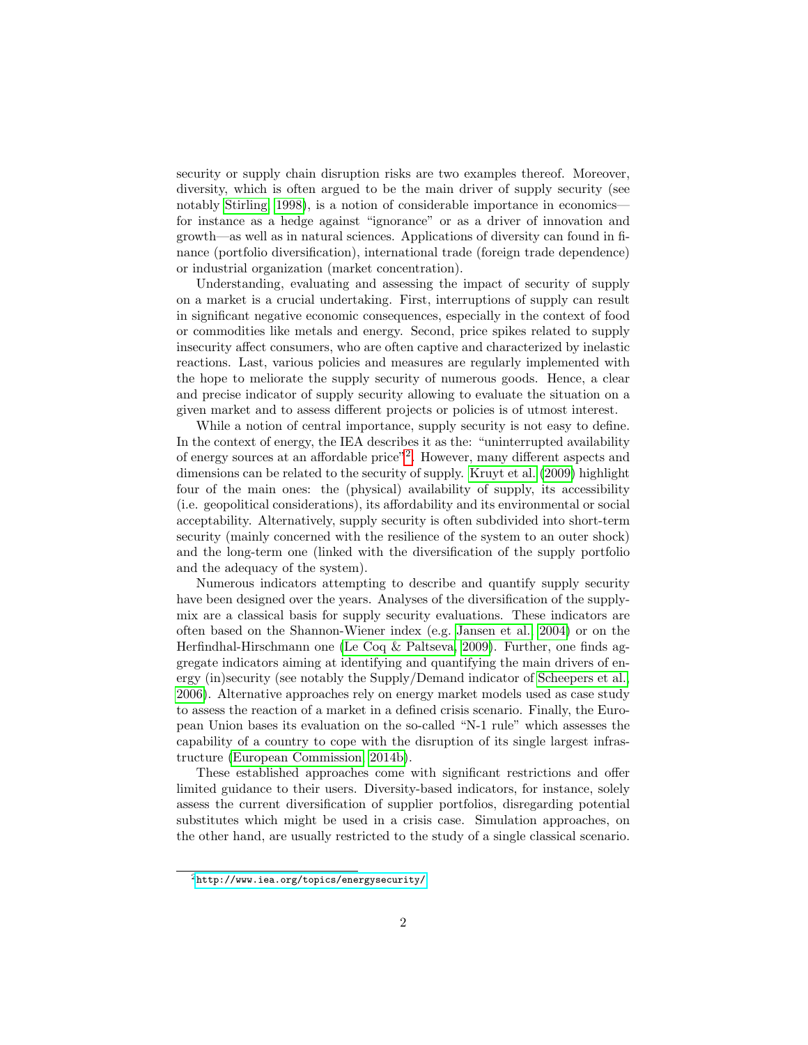security or supply chain disruption risks are two examples thereof. Moreover, diversity, which is often argued to be the main driver of supply security (see notably Stirling, 1998), is a notion of considerable importance in economics—for instance as a hedge against "ignorance" or as a driver of innovation and growth—as well as in natural sciences. Applications of diversity can found in finance (portfolio diversification), international trade (foreign trade dependence) or industrial organization (market concentration).

Understanding, evaluating and assessing the impact of security of supply on a market is a crucial undertaking. First, interruptions of supply can result in significant negative economic consequences, especially in the context of food or commodities like metals and energy. Second, price spikes related to supply insecurity affect consumers, who are often captive and characterized by inelastic reactions. Last, various policies and measures are regularly implemented with the hope to meliorate the supply security of numerous goods. Hence, a clear and precise indicator of supply security allowing to evaluate the situation on a given market and to assess different projects or policies is of utmost interest.

While a notion of central importance, supply security is not easy to define. In the context of energy, the IEA describes it as the: "uninterrupted availability of energy sources at an affordable price"[2]. However, many different aspects and dimensions can be related to the security of supply. Kruyt et al. (2009) highlight four of the main ones: the (physical) availability of supply, its accessibility (i.e. geopolitical considerations), its affordability and its environmental or social acceptability. Alternatively, supply security is often subdivided into short-term security (mainly concerned with the resilience of the system to an outer shock) and the long-term one (linked with the diversification of the supply portfolio and the adequacy of the system).

Numerous indicators attempting to describe and quantify supply security have been designed over the years. Analyses of the diversification of the supply-mix are a classical basis for supply security evaluations. These indicators are often based on the Shannon-Wiener index (e.g. Jansen et al., 2004) or on the Herfindhal-Hirschmann one (Le Coq & Paltseva, 2009). Further, one finds aggregate indicators aiming at identifying and quantifying the main drivers of energy (in)security (see notably the Supply/Demand indicator of Scheepers et al., 2006). Alternative approaches rely on energy market models used as case study to assess the reaction of a market in a defined crisis scenario. Finally, the European Union bases its evaluation on the so-called "N-1 rule" which assesses the capability of a country to cope with the disruption of its single largest infrastructure (European Commission, 2014b).

These established approaches come with significant restrictions and offer limited guidance to their users. Diversity-based indicators, for instance, solely assess the current diversification of supplier portfolios, disregarding potential substitutes which might be used in a crisis case. Simulation approaches, on the other hand, are usually restricted to the study of a single classical scenario.

[2] http://www.iea.org/topics/energysecurity/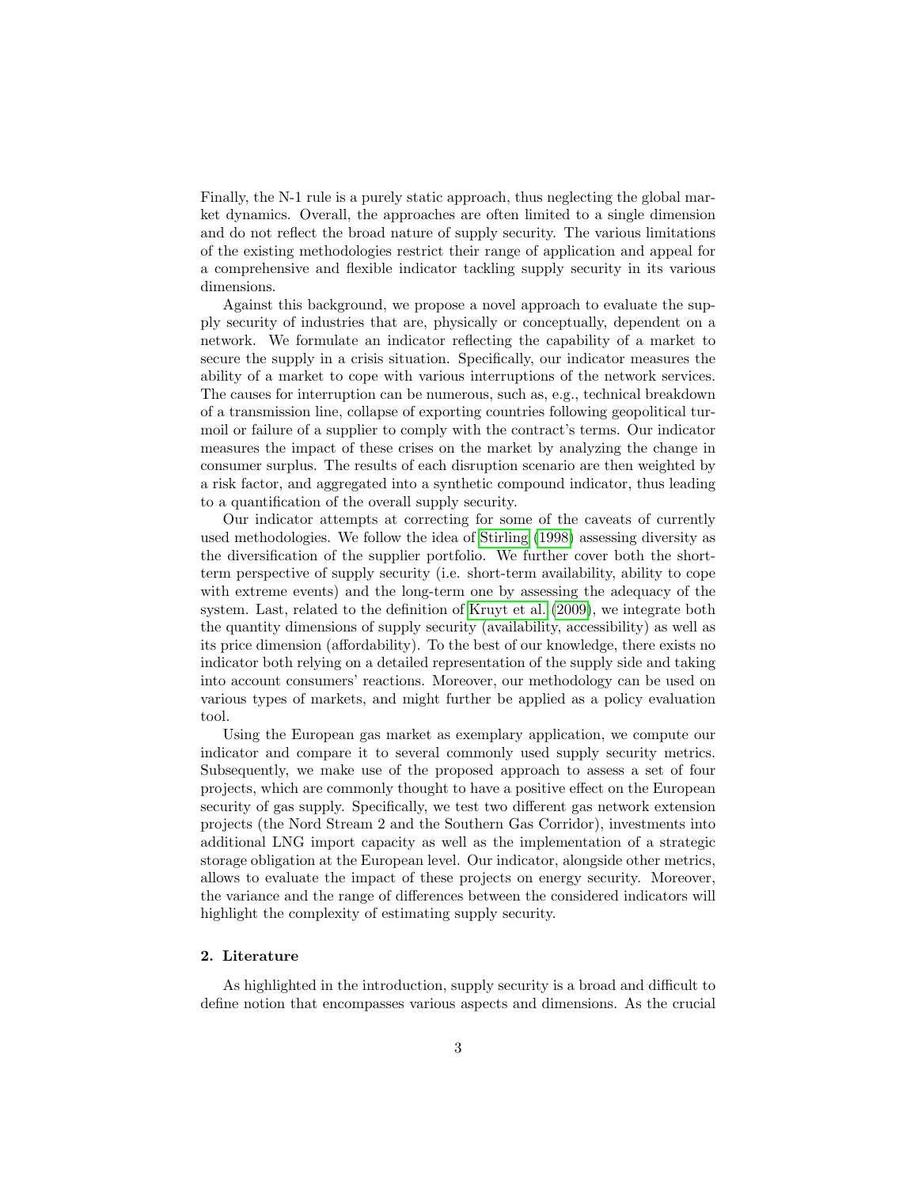Finally, the N-1 rule is a purely static approach, thus neglecting the global market dynamics. Overall, the approaches are often limited to a single dimension and do not reflect the broad nature of supply security. The various limitations of the existing methodologies restrict their range of application and appeal for a comprehensive and flexible indicator tackling supply security in its various dimensions.

Against this background, we propose a novel approach to evaluate the supply security of industries that are, physically or conceptually, dependent on a network. We formulate an indicator reflecting the capability of a market to secure the supply in a crisis situation. Specifically, our indicator measures the ability of a market to cope with various interruptions of the network services. The causes for interruption can be numerous, such as, e.g., technical breakdown of a transmission line, collapse of exporting countries following geopolitical turmoil or failure of a supplier to comply with the contract's terms. Our indicator measures the impact of these crises on the market by analyzing the change in consumer surplus. The results of each disruption scenario are then weighted by a risk factor, and aggregated into a synthetic compound indicator, thus leading to a quantification of the overall supply security.

Our indicator attempts at correcting for some of the caveats of currently used methodologies. We follow the idea of Stirling (1998) assessing diversity as the diversification of the supplier portfolio. We further cover both the short-term perspective of supply security (i.e. short-term availability, ability to cope with extreme events) and the long-term one by assessing the adequacy of the system. Last, related to the definition of Kruyt et al. (2009), we integrate both the quantity dimensions of supply security (availability, accessibility) as well as its price dimension (affordability). To the best of our knowledge, there exists no indicator both relying on a detailed representation of the supply side and taking into account consumers' reactions. Moreover, our methodology can be used on various types of markets, and might further be applied as a policy evaluation tool.

Using the European gas market as exemplary application, we compute our indicator and compare it to several commonly used supply security metrics. Subsequently, we make use of the proposed approach to assess a set of four projects, which are commonly thought to have a positive effect on the European security of gas supply. Specifically, we test two different gas network extension projects (the Nord Stream 2 and the Southern Gas Corridor), investments into additional LNG import capacity as well as the implementation of a strategic storage obligation at the European level. Our indicator, alongside other metrics, allows to evaluate the impact of these projects on energy security. Moreover, the variance and the range of differences between the considered indicators will highlight the complexity of estimating supply security.

## 2. Literature

As highlighted in the introduction, supply security is a broad and difficult to define notion that encompasses various aspects and dimensions. As the crucial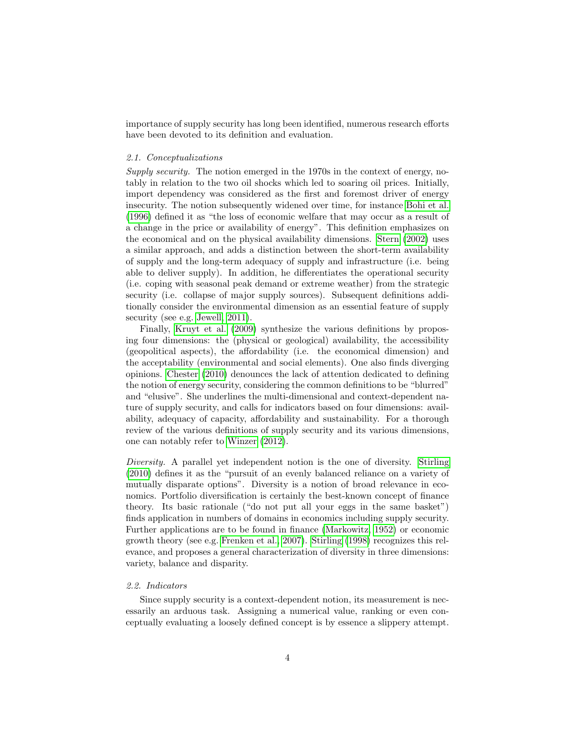importance of supply security has long been identified, numerous research efforts have been devoted to its definition and evaluation.

### 2.1. Conceptualizations

*Supply security.* The notion emerged in the 1970s in the context of energy, notably in relation to the two oil shocks which led to soaring oil prices. Initially, import dependency was considered as the first and foremost driver of energy insecurity. The notion subsequently widened over time, for instance Bohi et al. (1996) defined it as "the loss of economic welfare that may occur as a result of a change in the price or availability of energy". This definition emphasizes on the economical and on the physical availability dimensions. Stern (2002) uses a similar approach, and adds a distinction between the short-term availability of supply and the long-term adequacy of supply and infrastructure (i.e. being able to deliver supply). In addition, he differentiates the operational security (i.e. coping with seasonal peak demand or extreme weather) from the strategic security (i.e. collapse of major supply sources). Subsequent definitions additionally consider the environmental dimension as an essential feature of supply security (see e.g. Jewell, 2011).

Finally, Kruyt et al. (2009) synthesize the various definitions by proposing four dimensions: the (physical or geological) availability, the accessibility (geopolitical aspects), the affordability (i.e. the economical dimension) and the acceptability (environmental and social elements). One also finds diverging opinions. Chester (2010) denounces the lack of attention dedicated to defining the notion of energy security, considering the common definitions to be "blurred" and "elusive". She underlines the multi-dimensional and context-dependent nature of supply security, and calls for indicators based on four dimensions: availability, adequacy of capacity, affordability and sustainability. For a thorough review of the various definitions of supply security and its various dimensions, one can notably refer to Winzer (2012).

*Diversity.* A parallel yet independent notion is the one of diversity. Stirling (2010) defines it as the "pursuit of an evenly balanced reliance on a variety of mutually disparate options". Diversity is a notion of broad relevance in economics. Portfolio diversification is certainly the best-known concept of finance theory. Its basic rationale ("do not put all your eggs in the same basket") finds application in numbers of domains in economics including supply security. Further applications are to be found in finance (Markowitz, 1952) or economic growth theory (see e.g. Frenken et al., 2007). Stirling (1998) recognizes this relevance, and proposes a general characterization of diversity in three dimensions: variety, balance and disparity.

### 2.2. Indicators

Since supply security is a context-dependent notion, its measurement is necessarily an arduous task. Assigning a numerical value, ranking or even conceptually evaluating a loosely defined concept is by essence a slippery attempt.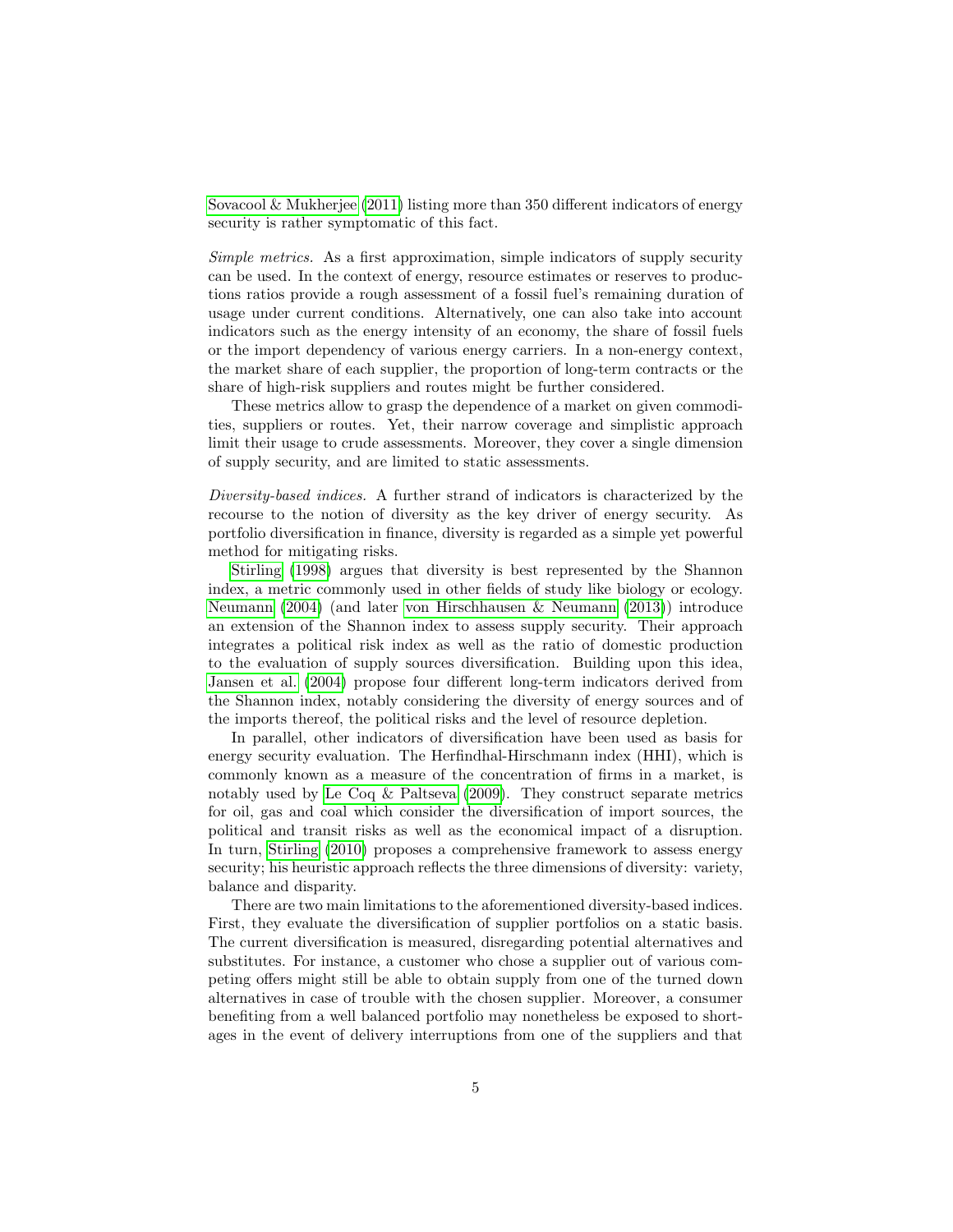Sovacool & Mukherjee (2011) listing more than 350 different indicators of energy security is rather symptomatic of this fact.

*Simple metrics.* As a first approximation, simple indicators of supply security can be used. In the context of energy, resource estimates or reserves to productions ratios provide a rough assessment of a fossil fuel's remaining duration of usage under current conditions. Alternatively, one can also take into account indicators such as the energy intensity of an economy, the share of fossil fuels or the import dependency of various energy carriers. In a non-energy context, the market share of each supplier, the proportion of long-term contracts or the share of high-risk suppliers and routes might be further considered.

These metrics allow to grasp the dependence of a market on given commodities, suppliers or routes. Yet, their narrow coverage and simplistic approach limit their usage to crude assessments. Moreover, they cover a single dimension of supply security, and are limited to static assessments.

*Diversity-based indices.* A further strand of indicators is characterized by the recourse to the notion of diversity as the key driver of energy security. As portfolio diversification in finance, diversity is regarded as a simple yet powerful method for mitigating risks.

Stirling (1998) argues that diversity is best represented by the Shannon index, a metric commonly used in other fields of study like biology or ecology. Neumann (2004) (and later von Hirschhausen & Neumann (2013)) introduce an extension of the Shannon index to assess supply security. Their approach integrates a political risk index as well as the ratio of domestic production to the evaluation of supply sources diversification. Building upon this idea, Jansen et al. (2004) propose four different long-term indicators derived from the Shannon index, notably considering the diversity of energy sources and of the imports thereof, the political risks and the level of resource depletion.

In parallel, other indicators of diversification have been used as basis for energy security evaluation. The Herfindhal-Hirschmann index (HHI), which is commonly known as a measure of the concentration of firms in a market, is notably used by Le Coq & Paltseva (2009). They construct separate metrics for oil, gas and coal which consider the diversification of import sources, the political and transit risks as well as the economical impact of a disruption. In turn, Stirling (2010) proposes a comprehensive framework to assess energy security; his heuristic approach reflects the three dimensions of diversity: variety, balance and disparity.

There are two main limitations to the aforementioned diversity-based indices. First, they evaluate the diversification of supplier portfolios on a static basis. The current diversification is measured, disregarding potential alternatives and substitutes. For instance, a customer who chose a supplier out of various competing offers might still be able to obtain supply from one of the turned down alternatives in case of trouble with the chosen supplier. Moreover, a consumer benefiting from a well balanced portfolio may nonetheless be exposed to shortages in the event of delivery interruptions from one of the suppliers and that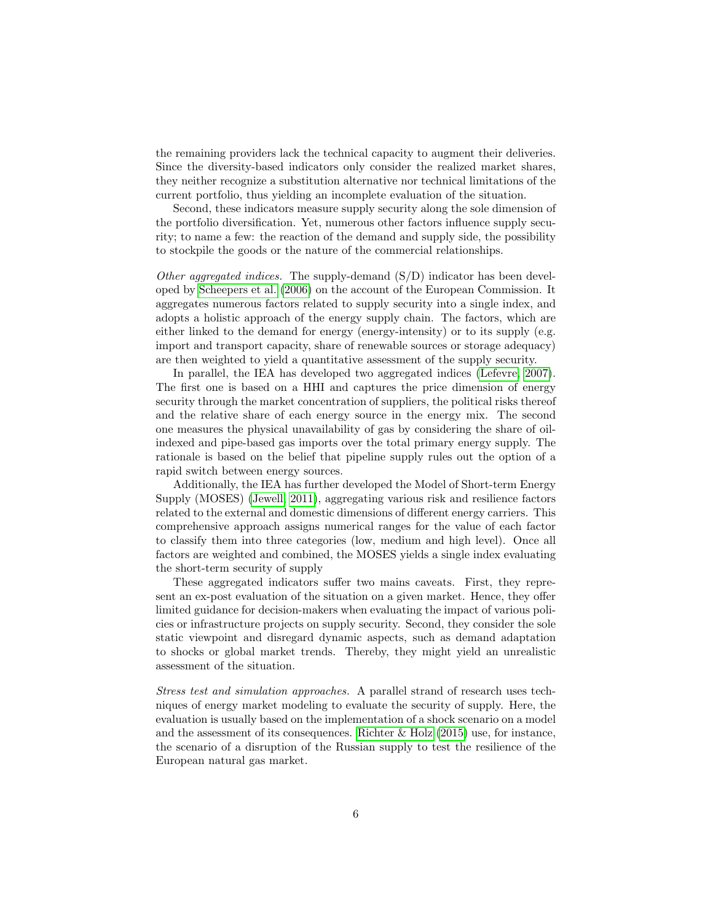the remaining providers lack the technical capacity to augment their deliveries. Since the diversity-based indicators only consider the realized market shares, they neither recognize a substitution alternative nor technical limitations of the current portfolio, thus yielding an incomplete evaluation of the situation.

Second, these indicators measure supply security along the sole dimension of the portfolio diversification. Yet, numerous other factors influence supply security; to name a few: the reaction of the demand and supply side, the possibility to stockpile the goods or the nature of the commercial relationships.

*Other aggregated indices.* The supply-demand (S/D) indicator has been developed by Scheepers et al. (2006) on the account of the European Commission. It aggregates numerous factors related to supply security into a single index, and adopts a holistic approach of the energy supply chain. The factors, which are either linked to the demand for energy (energy-intensity) or to its supply (e.g. import and transport capacity, share of renewable sources or storage adequacy) are then weighted to yield a quantitative assessment of the supply security.

In parallel, the IEA has developed two aggregated indices (Lefevre, 2007). The first one is based on a HHI and captures the price dimension of energy security through the market concentration of suppliers, the political risks thereof and the relative share of each energy source in the energy mix. The second one measures the physical unavailability of gas by considering the share of oil-indexed and pipe-based gas imports over the total primary energy supply. The rationale is based on the belief that pipeline supply rules out the option of a rapid switch between energy sources.

Additionally, the IEA has further developed the Model of Short-term Energy Supply (MOSES) (Jewell, 2011), aggregating various risk and resilience factors related to the external and domestic dimensions of different energy carriers. This comprehensive approach assigns numerical ranges for the value of each factor to classify them into three categories (low, medium and high level). Once all factors are weighted and combined, the MOSES yields a single index evaluating the short-term security of supply

These aggregated indicators suffer two mains caveats. First, they represent an ex-post evaluation of the situation on a given market. Hence, they offer limited guidance for decision-makers when evaluating the impact of various policies or infrastructure projects on supply security. Second, they consider the sole static viewpoint and disregard dynamic aspects, such as demand adaptation to shocks or global market trends. Thereby, they might yield an unrealistic assessment of the situation.

*Stress test and simulation approaches.* A parallel strand of research uses techniques of energy market modeling to evaluate the security of supply. Here, the evaluation is usually based on the implementation of a shock scenario on a model and the assessment of its consequences. Richter & Holz (2015) use, for instance, the scenario of a disruption of the Russian supply to test the resilience of the European natural gas market.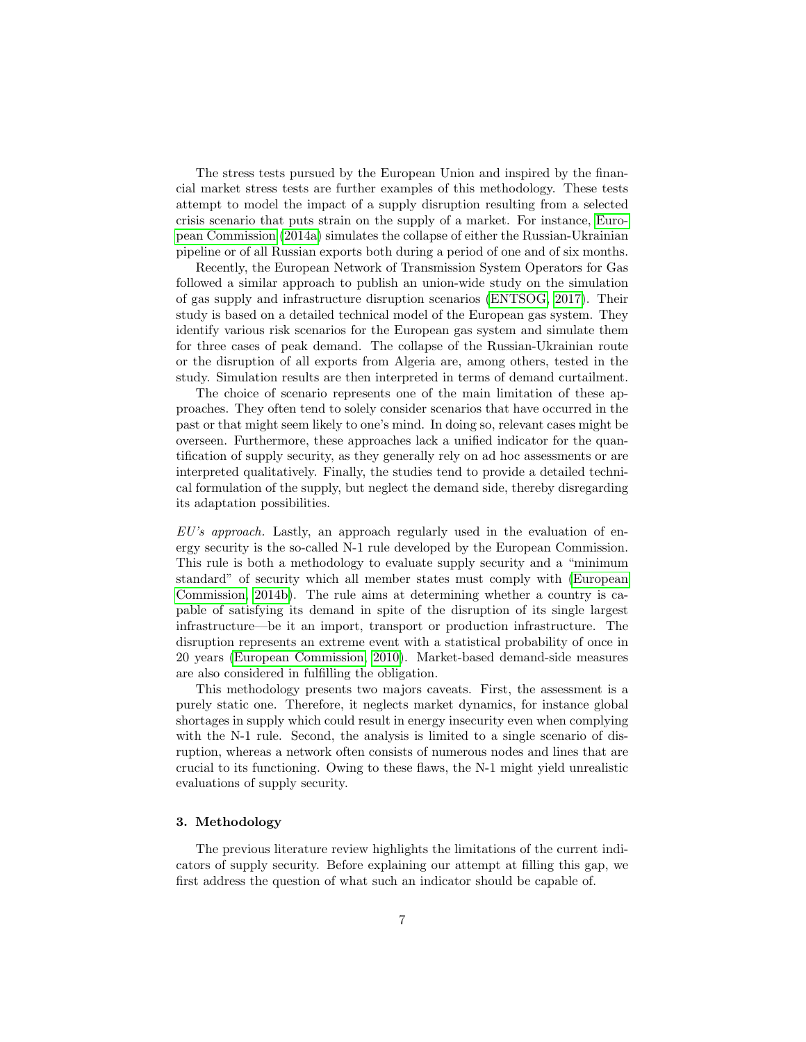The stress tests pursued by the European Union and inspired by the financial market stress tests are further examples of this methodology. These tests attempt to model the impact of a supply disruption resulting from a selected crisis scenario that puts strain on the supply of a market. For instance, European Commission (2014a) simulates the collapse of either the Russian-Ukrainian pipeline or of all Russian exports both during a period of one and of six months.

Recently, the European Network of Transmission System Operators for Gas followed a similar approach to publish an union-wide study on the simulation of gas supply and infrastructure disruption scenarios (ENTSOG, 2017). Their study is based on a detailed technical model of the European gas system. They identify various risk scenarios for the European gas system and simulate them for three cases of peak demand. The collapse of the Russian-Ukrainian route or the disruption of all exports from Algeria are, among others, tested in the study. Simulation results are then interpreted in terms of demand curtailment.

The choice of scenario represents one of the main limitation of these approaches. They often tend to solely consider scenarios that have occurred in the past or that might seem likely to one's mind. In doing so, relevant cases might be overseen. Furthermore, these approaches lack a unified indicator for the quantification of supply security, as they generally rely on ad hoc assessments or are interpreted qualitatively. Finally, the studies tend to provide a detailed technical formulation of the supply, but neglect the demand side, thereby disregarding its adaptation possibilities.

*EU's approach.* Lastly, an approach regularly used in the evaluation of energy security is the so-called N-1 rule developed by the European Commission. This rule is both a methodology to evaluate supply security and a "minimum standard" of security which all member states must comply with (European Commission, 2014b). The rule aims at determining whether a country is capable of satisfying its demand in spite of the disruption of its single largest infrastructure—be it an import, transport or production infrastructure. The disruption represents an extreme event with a statistical probability of once in 20 years (European Commission, 2010). Market-based demand-side measures are also considered in fulfilling the obligation.

This methodology presents two majors caveats. First, the assessment is a purely static one. Therefore, it neglects market dynamics, for instance global shortages in supply which could result in energy insecurity even when complying with the N-1 rule. Second, the analysis is limited to a single scenario of disruption, whereas a network often consists of numerous nodes and lines that are crucial to its functioning. Owing to these flaws, the N-1 might yield unrealistic evaluations of supply security.

## 3. Methodology

The previous literature review highlights the limitations of the current indicators of supply security. Before explaining our attempt at filling this gap, we first address the question of what such an indicator should be capable of.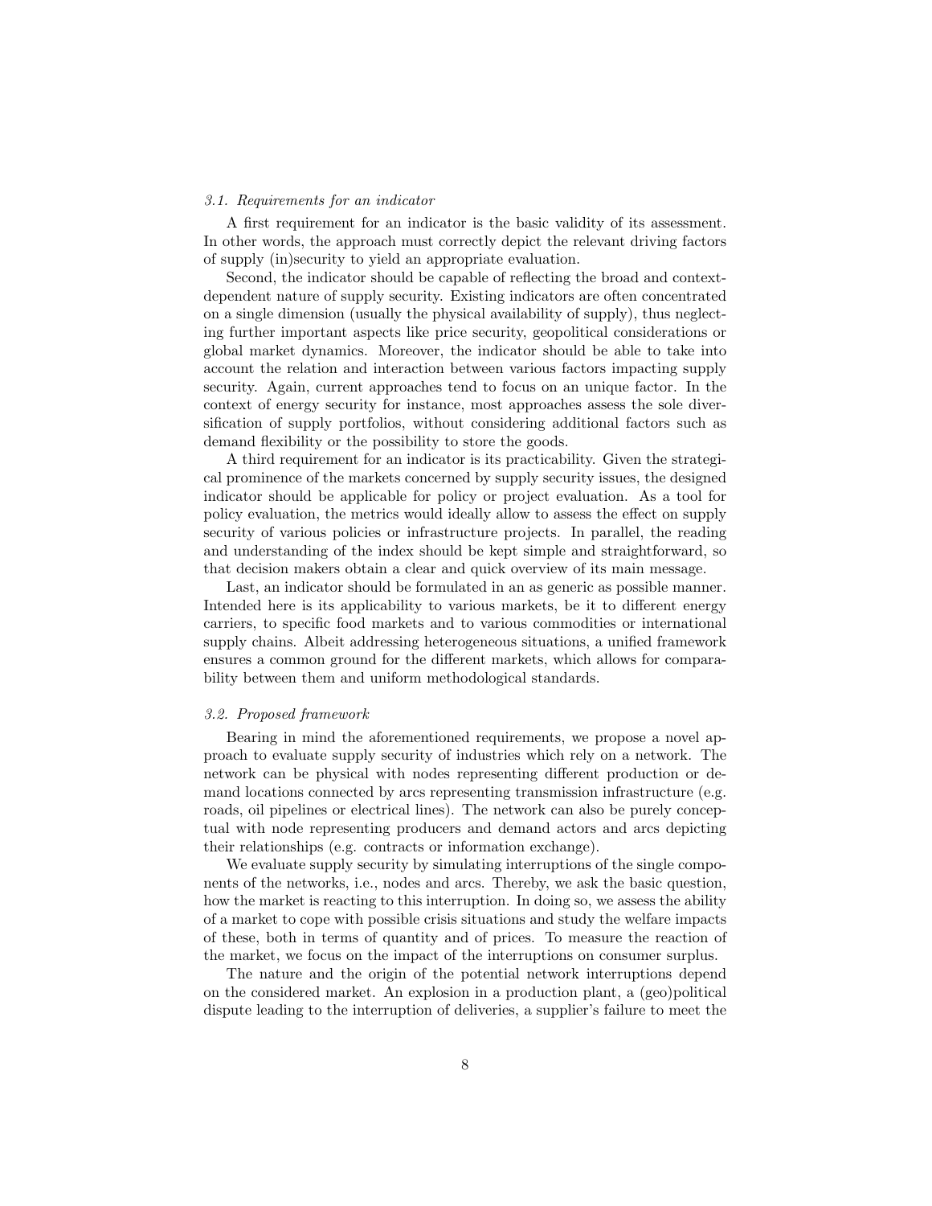### 3.1. Requirements for an indicator

A first requirement for an indicator is the basic validity of its assessment. In other words, the approach must correctly depict the relevant driving factors of supply (in)security to yield an appropriate evaluation.

Second, the indicator should be capable of reflecting the broad and context-dependent nature of supply security. Existing indicators are often concentrated on a single dimension (usually the physical availability of supply), thus neglecting further important aspects like price security, geopolitical considerations or global market dynamics. Moreover, the indicator should be able to take into account the relation and interaction between various factors impacting supply security. Again, current approaches tend to focus on an unique factor. In the context of energy security for instance, most approaches assess the sole diversification of supply portfolios, without considering additional factors such as demand flexibility or the possibility to store the goods.

A third requirement for an indicator is its practicability. Given the strategical prominence of the markets concerned by supply security issues, the designed indicator should be applicable for policy or project evaluation. As a tool for policy evaluation, the metrics would ideally allow to assess the effect on supply security of various policies or infrastructure projects. In parallel, the reading and understanding of the index should be kept simple and straightforward, so that decision makers obtain a clear and quick overview of its main message.

Last, an indicator should be formulated in an as generic as possible manner. Intended here is its applicability to various markets, be it to different energy carriers, to specific food markets and to various commodities or international supply chains. Albeit addressing heterogeneous situations, a unified framework ensures a common ground for the different markets, which allows for comparability between them and uniform methodological standards.

### 3.2. Proposed framework

Bearing in mind the aforementioned requirements, we propose a novel approach to evaluate supply security of industries which rely on a network. The network can be physical with nodes representing different production or demand locations connected by arcs representing transmission infrastructure (e.g. roads, oil pipelines or electrical lines). The network can also be purely conceptual with node representing producers and demand actors and arcs depicting their relationships (e.g. contracts or information exchange).

We evaluate supply security by simulating interruptions of the single components of the networks, i.e., nodes and arcs. Thereby, we ask the basic question, how the market is reacting to this interruption. In doing so, we assess the ability of a market to cope with possible crisis situations and study the welfare impacts of these, both in terms of quantity and of prices. To measure the reaction of the market, we focus on the impact of the interruptions on consumer surplus.

The nature and the origin of the potential network interruptions depend on the considered market. An explosion in a production plant, a (geo)political dispute leading to the interruption of deliveries, a supplier's failure to meet the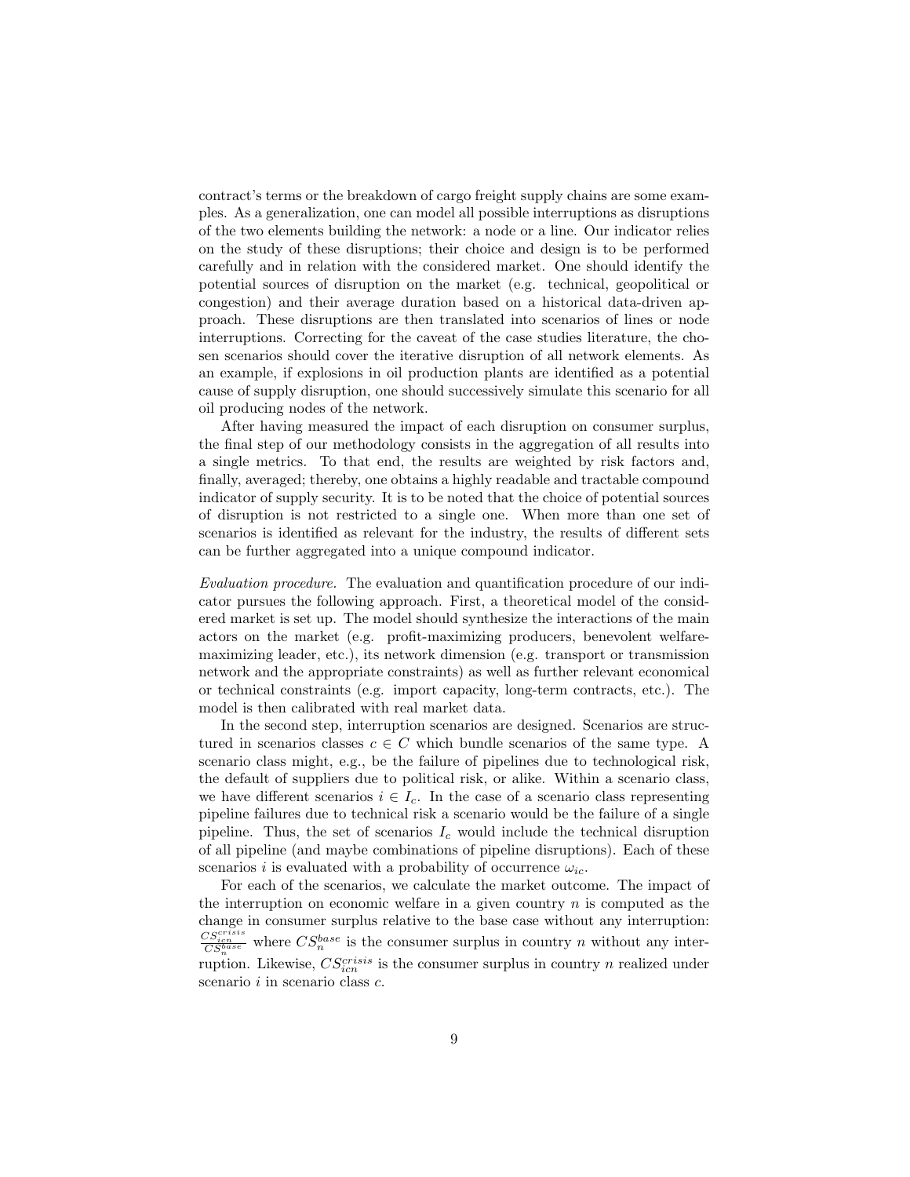contract's terms or the breakdown of cargo freight supply chains are some examples. As a generalization, one can model all possible interruptions as disruptions of the two elements building the network: a node or a line. Our indicator relies on the study of these disruptions; their choice and design is to be performed carefully and in relation with the considered market. One should identify the potential sources of disruption on the market (e.g. technical, geopolitical or congestion) and their average duration based on a historical data-driven approach. These disruptions are then translated into scenarios of lines or node interruptions. Correcting for the caveat of the case studies literature, the chosen scenarios should cover the iterative disruption of all network elements. As an example, if explosions in oil production plants are identified as a potential cause of supply disruption, one should successively simulate this scenario for all oil producing nodes of the network.

After having measured the impact of each disruption on consumer surplus, the final step of our methodology consists in the aggregation of all results into a single metrics. To that end, the results are weighted by risk factors and, finally, averaged; thereby, one obtains a highly readable and tractable compound indicator of supply security. It is to be noted that the choice of potential sources of disruption is not restricted to a single one. When more than one set of scenarios is identified as relevant for the industry, the results of different sets can be further aggregated into a unique compound indicator.

*Evaluation procedure.* The evaluation and quantification procedure of our indicator pursues the following approach. First, a theoretical model of the considered market is set up. The model should synthesize the interactions of the main actors on the market (e.g. profit-maximizing producers, benevolent welfare-maximizing leader, etc.), its network dimension (e.g. transport or transmission network and the appropriate constraints) as well as further relevant economical or technical constraints (e.g. import capacity, long-term contracts, etc.). The model is then calibrated with real market data.

In the second step, interruption scenarios are designed. Scenarios are structured in scenarios classes $c \in C$ which bundle scenarios of the same type. A scenario class might, e.g., be the failure of pipelines due to technological risk, the default of suppliers due to political risk, or alike. Within a scenario class, we have different scenarios $i \in I_c$. In the case of a scenario class representing pipeline failures due to technical risk a scenario would be the failure of a single pipeline. Thus, the set of scenarios $I_c$ would include the technical disruption of all pipeline (and maybe combinations of pipeline disruptions). Each of these scenarios $i$ is evaluated with a probability of occurrence $\omega_{ic}$.

For each of the scenarios, we calculate the market outcome. The impact of the interruption on economic welfare in a given country $n$ is computed as the change in consumer surplus relative to the base case without any interruption: $\frac{CS_{icn}^{crisis}}{CS_n^{base}}$ where $CS_n^{base}$ is the consumer surplus in country $n$ without any interruption. Likewise, $CS_{icn}^{crisis}$ is the consumer surplus in country $n$ realized under scenario $i$ in scenario class $c$.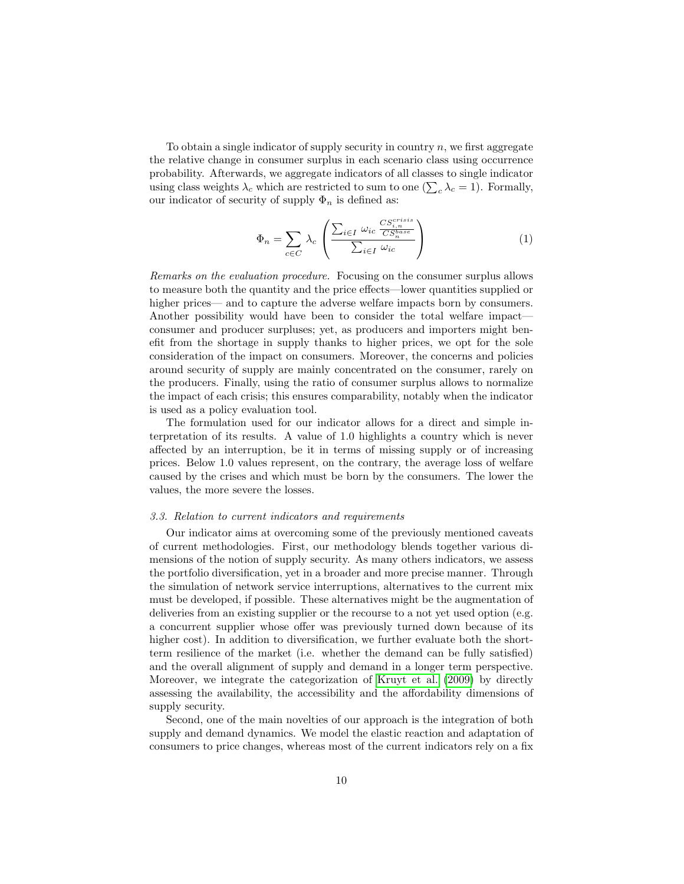To obtain a single indicator of supply security in country $n$, we first aggregate the relative change in consumer surplus in each scenario class using occurrence probability. Afterwards, we aggregate indicators of all classes to single indicator using class weights $\lambda_c$ which are restricted to sum to one ($\sum_c \lambda_c = 1$). Formally, our indicator of security of supply $\Phi_n$ is defined as:

$$\Phi_n = \sum_{c \in C} \lambda_c \left( \frac{\sum_{i \in I} \omega_{ic} \frac{CS^{crisis}_{i,n}}{CS^{base}_{n}}}{\sum_{i \in I} \omega_{ic}} \right) \tag{1}$$

*Remarks on the evaluation procedure.* Focusing on the consumer surplus allows to measure both the quantity and the price effects—lower quantities supplied or higher prices— and to capture the adverse welfare impacts born by consumers. Another possibility would have been to consider the total welfare impact—consumer and producer surpluses; yet, as producers and importers might benefit from the shortage in supply thanks to higher prices, we opt for the sole consideration of the impact on consumers. Moreover, the concerns and policies around security of supply are mainly concentrated on the consumer, rarely on the producers. Finally, using the ratio of consumer surplus allows to normalize the impact of each crisis; this ensures comparability, notably when the indicator is used as a policy evaluation tool.

The formulation used for our indicator allows for a direct and simple interpretation of its results. A value of 1.0 highlights a country which is never affected by an interruption, be it in terms of missing supply or of increasing prices. Below 1.0 values represent, on the contrary, the average loss of welfare caused by the crises and which must be born by the consumers. The lower the values, the more severe the losses.

### 3.3. Relation to current indicators and requirements

Our indicator aims at overcoming some of the previously mentioned caveats of current methodologies. First, our methodology blends together various dimensions of the notion of supply security. As many others indicators, we assess the portfolio diversification, yet in a broader and more precise manner. Through the simulation of network service interruptions, alternatives to the current mix must be developed, if possible. These alternatives might be the augmentation of deliveries from an existing supplier or the recourse to a not yet used option (e.g. a concurrent supplier whose offer was previously turned down because of its higher cost). In addition to diversification, we further evaluate both the short-term resilience of the market (i.e. whether the demand can be fully satisfied) and the overall alignment of supply and demand in a longer term perspective. Moreover, we integrate the categorization of Kruyt et al. (2009) by directly assessing the availability, the accessibility and the affordability dimensions of supply security.

Second, one of the main novelties of our approach is the integration of both supply and demand dynamics. We model the elastic reaction and adaptation of consumers to price changes, whereas most of the current indicators rely on a fix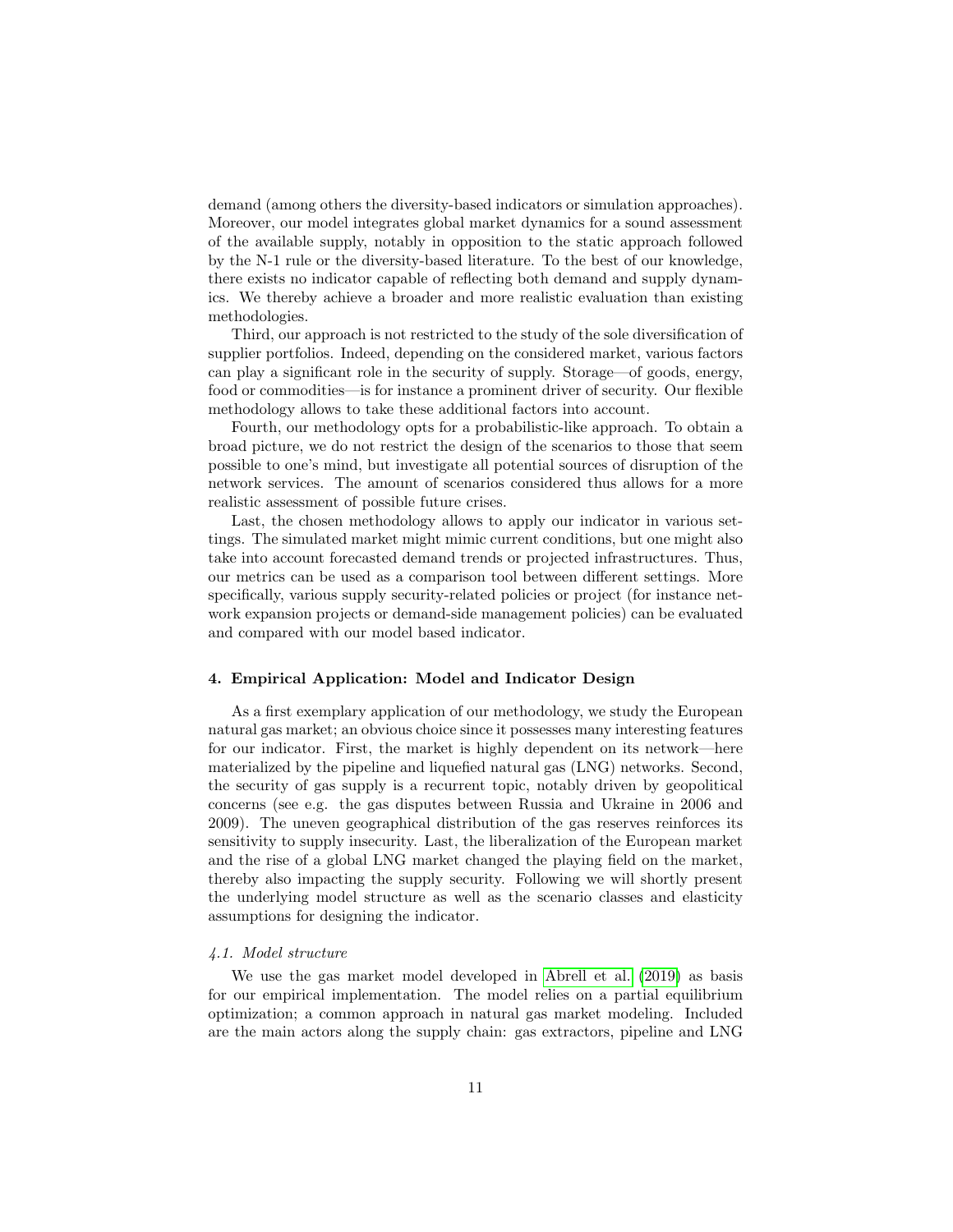demand (among others the diversity-based indicators or simulation approaches). Moreover, our model integrates global market dynamics for a sound assessment of the available supply, notably in opposition to the static approach followed by the N-1 rule or the diversity-based literature. To the best of our knowledge, there exists no indicator capable of reflecting both demand and supply dynamics. We thereby achieve a broader and more realistic evaluation than existing methodologies.

Third, our approach is not restricted to the study of the sole diversification of supplier portfolios. Indeed, depending on the considered market, various factors can play a significant role in the security of supply. Storage—of goods, energy, food or commodities—is for instance a prominent driver of security. Our flexible methodology allows to take these additional factors into account.

Fourth, our methodology opts for a probabilistic-like approach. To obtain a broad picture, we do not restrict the design of the scenarios to those that seem possible to one's mind, but investigate all potential sources of disruption of the network services. The amount of scenarios considered thus allows for a more realistic assessment of possible future crises.

Last, the chosen methodology allows to apply our indicator in various settings. The simulated market might mimic current conditions, but one might also take into account forecasted demand trends or projected infrastructures. Thus, our metrics can be used as a comparison tool between different settings. More specifically, various supply security-related policies or project (for instance network expansion projects or demand-side management policies) can be evaluated and compared with our model based indicator.

## 4. Empirical Application: Model and Indicator Design

As a first exemplary application of our methodology, we study the European natural gas market; an obvious choice since it possesses many interesting features for our indicator. First, the market is highly dependent on its network—here materialized by the pipeline and liquefied natural gas (LNG) networks. Second, the security of gas supply is a recurrent topic, notably driven by geopolitical concerns (see e.g. the gas disputes between Russia and Ukraine in 2006 and 2009). The uneven geographical distribution of the gas reserves reinforces its sensitivity to supply insecurity. Last, the liberalization of the European market and the rise of a global LNG market changed the playing field on the market, thereby also impacting the supply security. Following we will shortly present the underlying model structure as well as the scenario classes and elasticity assumptions for designing the indicator.

### *4.1. Model structure*

We use the gas market model developed in Abrell et al. (2019) as basis for our empirical implementation. The model relies on a partial equilibrium optimization; a common approach in natural gas market modeling. Included are the main actors along the supply chain: gas extractors, pipeline and LNG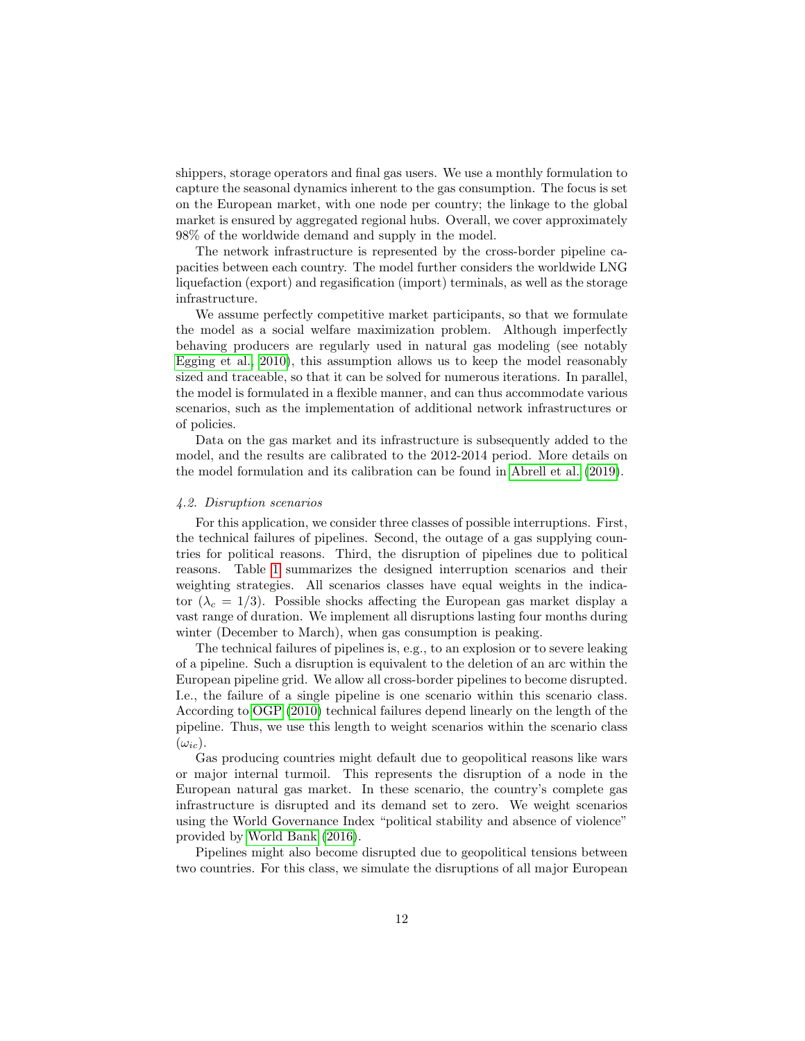shippers, storage operators and final gas users. We use a monthly formulation to capture the seasonal dynamics inherent to the gas consumption. The focus is set on the European market, with one node per country; the linkage to the global market is ensured by aggregated regional hubs. Overall, we cover approximately 98% of the worldwide demand and supply in the model.

The network infrastructure is represented by the cross-border pipeline capacities between each country. The model further considers the worldwide LNG liquefaction (export) and regasification (import) terminals, as well as the storage infrastructure.

We assume perfectly competitive market participants, so that we formulate the model as a social welfare maximization problem. Although imperfectly behaving producers are regularly used in natural gas modeling (see notably Egging et al., 2010), this assumption allows us to keep the model reasonably sized and traceable, so that it can be solved for numerous iterations. In parallel, the model is formulated in a flexible manner, and can thus accommodate various scenarios, such as the implementation of additional network infrastructures or of policies.

Data on the gas market and its infrastructure is subsequently added to the model, and the results are calibrated to the 2012-2014 period. More details on the model formulation and its calibration can be found in Abrell et al. (2019).

### *4.2. Disruption scenarios*

For this application, we consider three classes of possible interruptions. First, the technical failures of pipelines. Second, the outage of a gas supplying countries for political reasons. Third, the disruption of pipelines due to political reasons. Table 1 summarizes the designed interruption scenarios and their weighting strategies. All scenarios classes have equal weights in the indicator ($\lambda_c = 1/3$). Possible shocks affecting the European gas market display a vast range of duration. We implement all disruptions lasting four months during winter (December to March), when gas consumption is peaking.

The technical failures of pipelines is, e.g., to an explosion or to severe leaking of a pipeline. Such a disruption is equivalent to the deletion of an arc within the European pipeline grid. We allow all cross-border pipelines to become disrupted. I.e., the failure of a single pipeline is one scenario within this scenario class. According to OGP (2010) technical failures depend linearly on the length of the pipeline. Thus, we use this length to weight scenarios within the scenario class ($\omega_{ic}$).

Gas producing countries might default due to geopolitical reasons like wars or major internal turmoil. This represents the disruption of a node in the European natural gas market. In these scenario, the country's complete gas infrastructure is disrupted and its demand set to zero. We weight scenarios using the World Governance Index "political stability and absence of violence" provided by World Bank (2016).

Pipelines might also become disrupted due to geopolitical tensions between two countries. For this class, we simulate the disruptions of all major European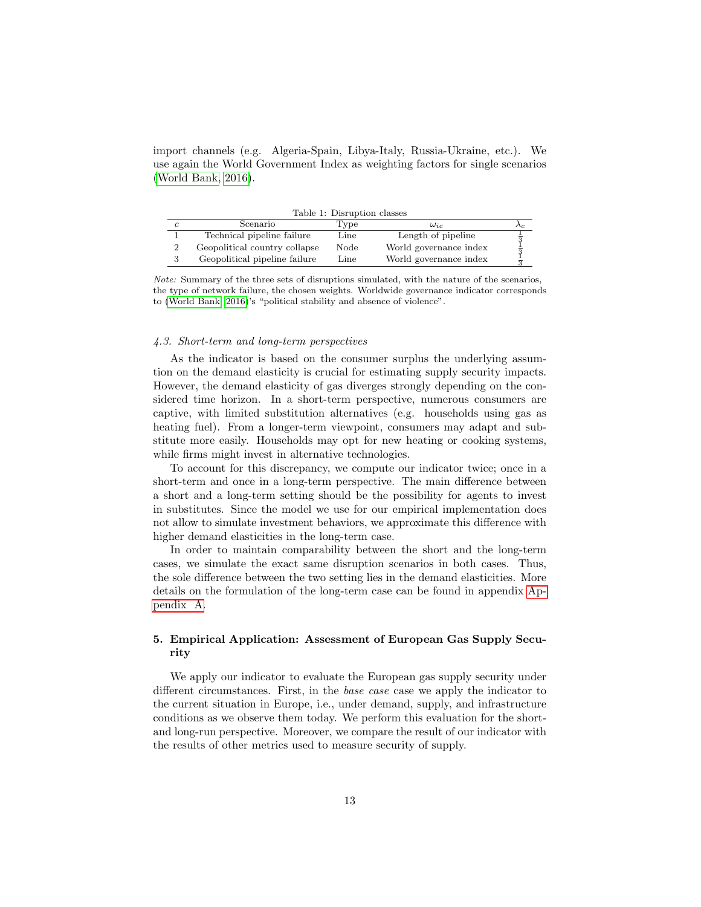import channels (e.g. Algeria-Spain, Libya-Italy, Russia-Ukraine, etc.). We use again the World Government Index as weighting factors for single scenarios (World Bank, 2016).

Table 1: Disruption classes

| $c$ | Scenario | Type | $\omega_{ic}$ | $\lambda_c$ |
|---|---|---|---|---|
| 1 | Technical pipeline failure | Line | Length of pipeline | $\frac{1}{3}$ |
| 2 | Geopolitical country collapse | Node | World governance index | $\frac{1}{3}$ |
| 3 | Geopolitical pipeline failure | Line | World governance index | $\frac{1}{3}$ |

*Note:* Summary of the three sets of disruptions simulated, with the nature of the scenarios, the type of network failure, the chosen weights. Worldwide governance indicator corresponds to (World Bank, 2016)'s "political stability and absence of violence".

### *4.3. Short-term and long-term perspectives*

As the indicator is based on the consumer surplus the underlying assumption on the demand elasticity is crucial for estimating supply security impacts. However, the demand elasticity of gas diverges strongly depending on the considered time horizon. In a short-term perspective, numerous consumers are captive, with limited substitution alternatives (e.g. households using gas as heating fuel). From a longer-term viewpoint, consumers may adapt and substitute more easily. Households may opt for new heating or cooking systems, while firms might invest in alternative technologies.

To account for this discrepancy, we compute our indicator twice; once in a short-term and once in a long-term perspective. The main difference between a short and a long-term setting should be the possibility for agents to invest in substitutes. Since the model we use for our empirical implementation does not allow to simulate investment behaviors, we approximate this difference with higher demand elasticities in the long-term case.

In order to maintain comparability between the short and the long-term cases, we simulate the exact same disruption scenarios in both cases. Thus, the sole difference between the two setting lies in the demand elasticities. More details on the formulation of the long-term case can be found in appendix Appendix A.

## 5. Empirical Application: Assessment of European Gas Supply Security

We apply our indicator to evaluate the European gas supply security under different circumstances. First, in the *base case* case we apply the indicator to the current situation in Europe, i.e., under demand, supply, and infrastructure conditions as we observe them today. We perform this evaluation for the short- and long-run perspective. Moreover, we compare the result of our indicator with the results of other metrics used to measure security of supply.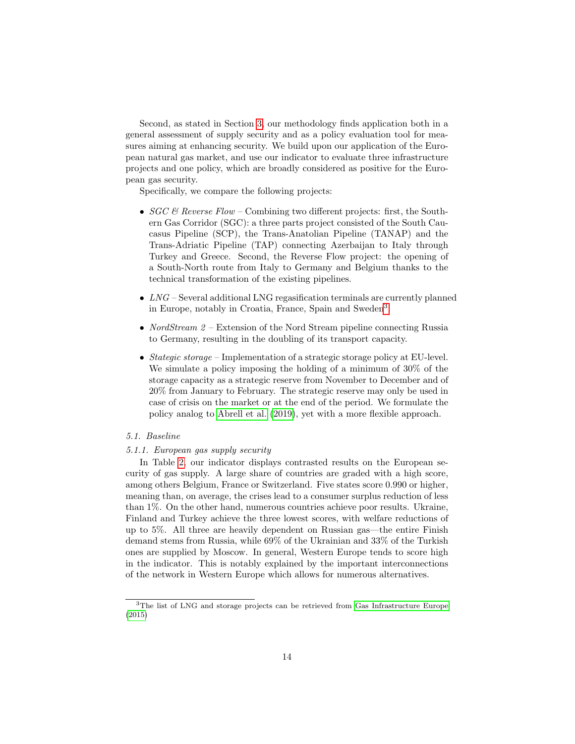Second, as stated in Section 3, our methodology finds application both in a general assessment of supply security and as a policy evaluation tool for measures aiming at enhancing security. We build upon our application of the European natural gas market, and use our indicator to evaluate three infrastructure projects and one policy, which are broadly considered as positive for the European gas security.

Specifically, we compare the following projects:

- *SGC & Reverse Flow* – Combining two different projects: first, the Southern Gas Corridor (SGC): a three parts project consisted of the South Caucasus Pipeline (SCP), the Trans-Anatolian Pipeline (TANAP) and the Trans-Adriatic Pipeline (TAP) connecting Azerbaijan to Italy through Turkey and Greece. Second, the Reverse Flow project: the opening of a South-North route from Italy to Germany and Belgium thanks to the technical transformation of the existing pipelines.
- *LNG* – Several additional LNG regasification terminals are currently planned in Europe, notably in Croatia, France, Spain and Sweden[3].
- *NordStream 2* – Extension of the Nord Stream pipeline connecting Russia to Germany, resulting in the doubling of its transport capacity.
- *Stategic storage* – Implementation of a strategic storage policy at EU-level. We simulate a policy imposing the holding of a minimum of 30% of the storage capacity as a strategic reserve from November to December and of 20% from January to February. The strategic reserve may only be used in case of crisis on the market or at the end of the period. We formulate the policy analog to Abrell et al. (2019), yet with a more flexible approach.

### 5.1. Baseline

#### 5.1.1. European gas supply security

In Table 2, our indicator displays contrasted results on the European security of gas supply. A large share of countries are graded with a high score, among others Belgium, France or Switzerland. Five states score 0.990 or higher, meaning than, on average, the crises lead to a consumer surplus reduction of less than 1%. On the other hand, numerous countries achieve poor results. Ukraine, Finland and Turkey achieve the three lowest scores, with welfare reductions of up to 5%. All three are heavily dependent on Russian gas—the entire Finish demand stems from Russia, while 69% of the Ukrainian and 33% of the Turkish ones are supplied by Moscow. In general, Western Europe tends to score high in the indicator. This is notably explained by the important interconnections of the network in Western Europe which allows for numerous alternatives.

[3]The list of LNG and storage projects can be retrieved from Gas Infrastructure Europe (2015)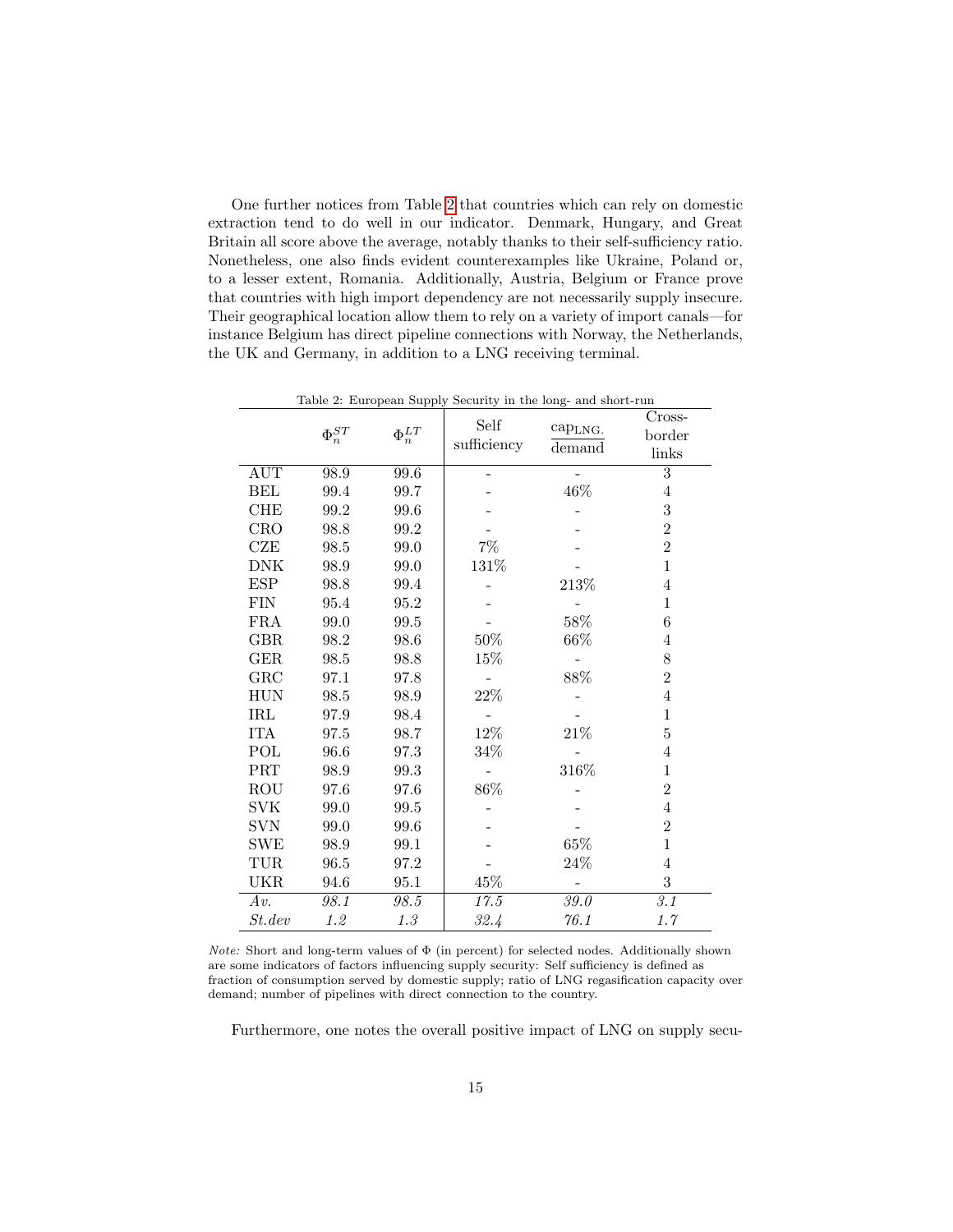One further notices from Table 2 that countries which can rely on domestic extraction tend to do well in our indicator. Denmark, Hungary, and Great Britain all score above the average, notably thanks to their self-sufficiency ratio. Nonetheless, one also finds evident counterexamples like Ukraine, Poland or, to a lesser extent, Romania. Additionally, Austria, Belgium or France prove that countries with high import dependency are not necessarily supply insecure. Their geographical location allow them to rely on a variety of import canals—for instance Belgium has direct pipeline connections with Norway, the Netherlands, the UK and Germany, in addition to a LNG receiving terminal.

Table 2: European Supply Security in the long- and short-run

| | $\Phi_n^{ST}$ | $\Phi_n^{LT}$ | Self sufficiency | $\frac{\text{cap}_{\text{LNG.}}}{\text{demand}}$ | Cross-border links |
|---|---|---|---|---|---|
| AUT | 98.9 | 99.6 | - | - | 3 |
| BEL | 99.4 | 99.7 | - | 46% | 4 |
| CHE | 99.2 | 99.6 | - | - | 3 |
| CRO | 98.8 | 99.2 | - | - | 2 |
| CZE | 98.5 | 99.0 | 7% | - | 2 |
| DNK | 98.9 | 99.0 | 131% | - | 1 |
| ESP | 98.8 | 99.4 | - | 213% | 4 |
| FIN | 95.4 | 95.2 | - | - | 1 |
| FRA | 99.0 | 99.5 | - | 58% | 6 |
| GBR | 98.2 | 98.6 | 50% | 66% | 4 |
| GER | 98.5 | 98.8 | 15% | - | 8 |
| GRC | 97.1 | 97.8 | - | 88% | 2 |
| HUN | 98.5 | 98.9 | 22% | - | 4 |
| IRL | 97.9 | 98.4 | - | - | 1 |
| ITA | 97.5 | 98.7 | 12% | 21% | 5 |
| POL | 96.6 | 97.3 | 34% | - | 4 |
| PRT | 98.9 | 99.3 | - | 316% | 1 |
| ROU | 97.6 | 97.6 | 86% | - | 2 |
| SVK | 99.0 | 99.5 | - | - | 4 |
| SVN | 99.0 | 99.6 | - | - | 2 |
| SWE | 98.9 | 99.1 | - | 65% | 1 |
| TUR | 96.5 | 97.2 | - | 24% | 4 |
| UKR | 94.6 | 95.1 | 45% | - | 3 |
| *Av.* | *98.1* | *98.5* | *17.5* | *39.0* | *3.1* |
| *St.dev* | *1.2* | *1.3* | *32.4* | *76.1* | *1.7* |

*Note:* Short and long-term values of Φ (in percent) for selected nodes. Additionally shown are some indicators of factors influencing supply security: Self sufficiency is defined as fraction of consumption served by domestic supply; ratio of LNG regasification capacity over demand; number of pipelines with direct connection to the country.

Furthermore, one notes the overall positive impact of LNG on supply secu-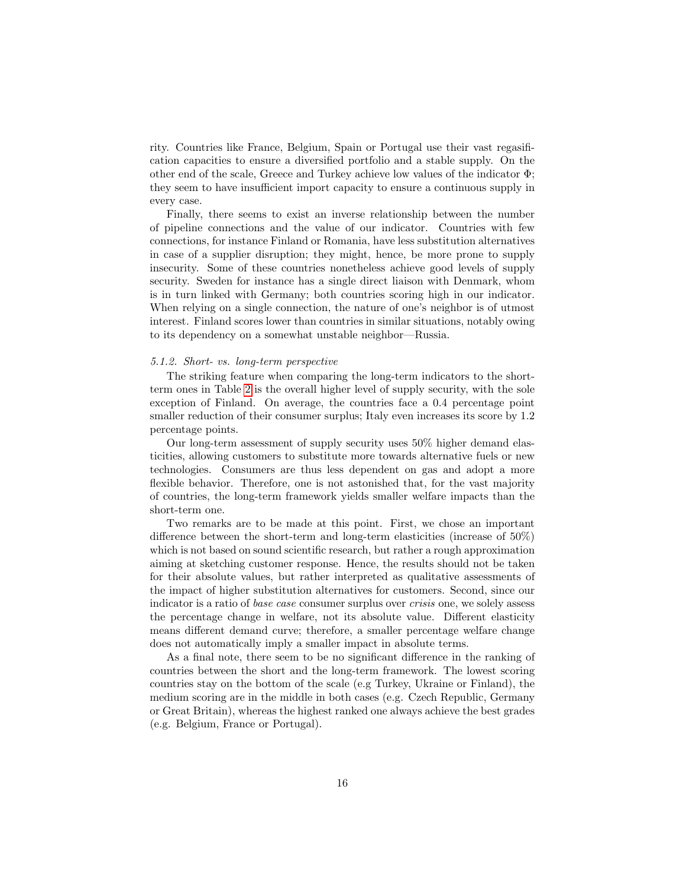rity. Countries like France, Belgium, Spain or Portugal use their vast regasification capacities to ensure a diversified portfolio and a stable supply. On the other end of the scale, Greece and Turkey achieve low values of the indicator $\Phi$; they seem to have insufficient import capacity to ensure a continuous supply in every case.

Finally, there seems to exist an inverse relationship between the number of pipeline connections and the value of our indicator. Countries with few connections, for instance Finland or Romania, have less substitution alternatives in case of a supplier disruption; they might, hence, be more prone to supply insecurity. Some of these countries nonetheless achieve good levels of supply security. Sweden for instance has a single direct liaison with Denmark, whom is in turn linked with Germany; both countries scoring high in our indicator. When relying on a single connection, the nature of one's neighbor is of utmost interest. Finland scores lower than countries in similar situations, notably owing to its dependency on a somewhat unstable neighbor—Russia.

#### *5.1.2. Short- vs. long-term perspective*

The striking feature when comparing the long-term indicators to the short-term ones in Table 2 is the overall higher level of supply security, with the sole exception of Finland. On average, the countries face a 0.4 percentage point smaller reduction of their consumer surplus; Italy even increases its score by 1.2 percentage points.

Our long-term assessment of supply security uses 50% higher demand elasticities, allowing customers to substitute more towards alternative fuels or new technologies. Consumers are thus less dependent on gas and adopt a more flexible behavior. Therefore, one is not astonished that, for the vast majority of countries, the long-term framework yields smaller welfare impacts than the short-term one.

Two remarks are to be made at this point. First, we chose an important difference between the short-term and long-term elasticities (increase of 50%) which is not based on sound scientific research, but rather a rough approximation aiming at sketching customer response. Hence, the results should not be taken for their absolute values, but rather interpreted as qualitative assessments of the impact of higher substitution alternatives for customers. Second, since our indicator is a ratio of *base case* consumer surplus over *crisis* one, we solely assess the percentage change in welfare, not its absolute value. Different elasticity means different demand curve; therefore, a smaller percentage welfare change does not automatically imply a smaller impact in absolute terms.

As a final note, there seem to be no significant difference in the ranking of countries between the short and the long-term framework. The lowest scoring countries stay on the bottom of the scale (e.g Turkey, Ukraine or Finland), the medium scoring are in the middle in both cases (e.g. Czech Republic, Germany or Great Britain), whereas the highest ranked one always achieve the best grades (e.g. Belgium, France or Portugal).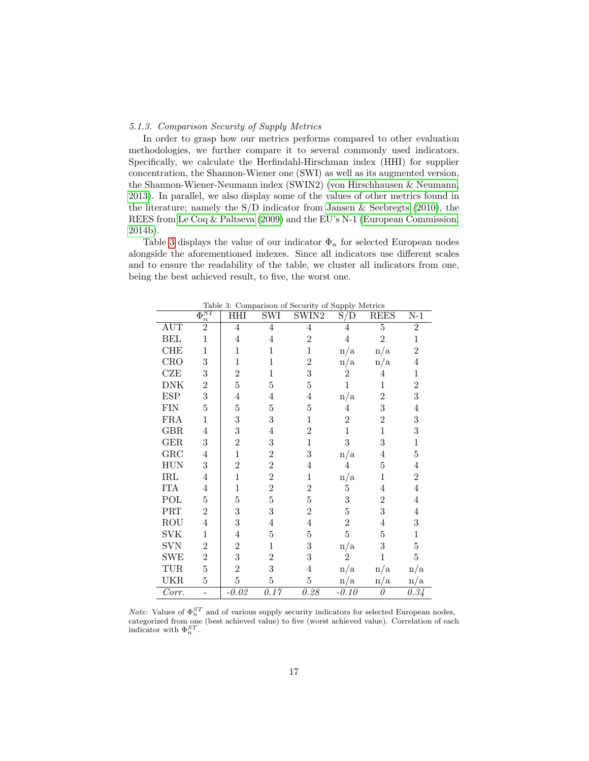#### 5.1.3. Comparison Security of Supply Metrics

In order to grasp how our metrics performs compared to other evaluation methodologies, we further compare it to several commonly used indicators. Specifically, we calculate the Herfindahl-Hirschman index (HHI) for supplier concentration, the Shannon-Wiener one (SWI) as well as its augmented version, the Shannon-Wiener-Neumann index (SWIN2) (von Hirschhausen & Neumann, 2013). In parallel, we also display some of the values of other metrics found in the literature; namely the S/D indicator from Jansen & Seebregts (2010), the REES from Le Coq & Paltseva (2009) and the EU's N-1 (European Commission, 2014b).

Table 3 displays the value of our indicator $\Phi_n$ for selected European nodes alongside the aforementioned indexes. Since all indicators use different scales and to ensure the readability of the table, we cluster all indicators from one, being the best achieved result, to five, the worst one.

Table 3: Comparison of Security of Supply Metrics

| | $\Phi_n^{ST}$ | HHI | SWI | SWIN2 | S/D | REES | N-1 |
|---|---|---|---|---|---|---|---|
| AUT | 2 | 4 | 4 | 4 | 4 | 5 | 2 |
| BEL | 1 | 4 | 4 | 2 | 4 | 2 | 1 |
| CHE | 1 | 1 | 1 | 1 | n/a | n/a | 2 |
| CRO | 3 | 1 | 1 | 2 | n/a | n/a | 4 |
| CZE | 3 | 2 | 1 | 3 | 2 | 4 | 1 |
| DNK | 2 | 5 | 5 | 5 | 1 | 1 | 2 |
| ESP | 3 | 4 | 4 | 4 | n/a | 2 | 3 |
| FIN | 5 | 5 | 5 | 5 | 4 | 3 | 4 |
| FRA | 1 | 3 | 3 | 1 | 2 | 2 | 3 |
| GBR | 4 | 3 | 4 | 2 | 1 | 1 | 3 |
| GER | 3 | 2 | 3 | 1 | 3 | 3 | 1 |
| GRC | 4 | 1 | 2 | 3 | n/a | 4 | 5 |
| HUN | 3 | 2 | 2 | 4 | 4 | 5 | 4 |
| IRL | 4 | 1 | 2 | 1 | n/a | 1 | 2 |
| ITA | 4 | 1 | 2 | 2 | 5 | 4 | 4 |
| POL | 5 | 5 | 5 | 5 | 3 | 2 | 4 |
| PRT | 2 | 3 | 3 | 2 | 5 | 3 | 4 |
| ROU | 4 | 3 | 4 | 4 | 2 | 4 | 3 |
| SVK | 1 | 4 | 5 | 5 | 5 | 5 | 1 |
| SVN | 2 | 2 | 1 | 3 | n/a | 3 | 5 |
| SWE | 2 | 3 | 2 | 3 | 2 | 1 | 5 |
| TUR | 5 | 2 | 3 | 4 | n/a | n/a | n/a |
| UKR | 5 | 5 | 5 | 5 | n/a | n/a | n/a |
| *Corr.* | - | *-0.02* | *0.17* | *0.28* | *-0.10* | *0* | *0.34* |

*Note:* Values of $\Phi_n^{ST}$ and of various supply security indicators for selected European nodes, categorized from one (best achieved value) to five (worst achieved value). Correlation of each indicator with $\Phi_n^{ST}$.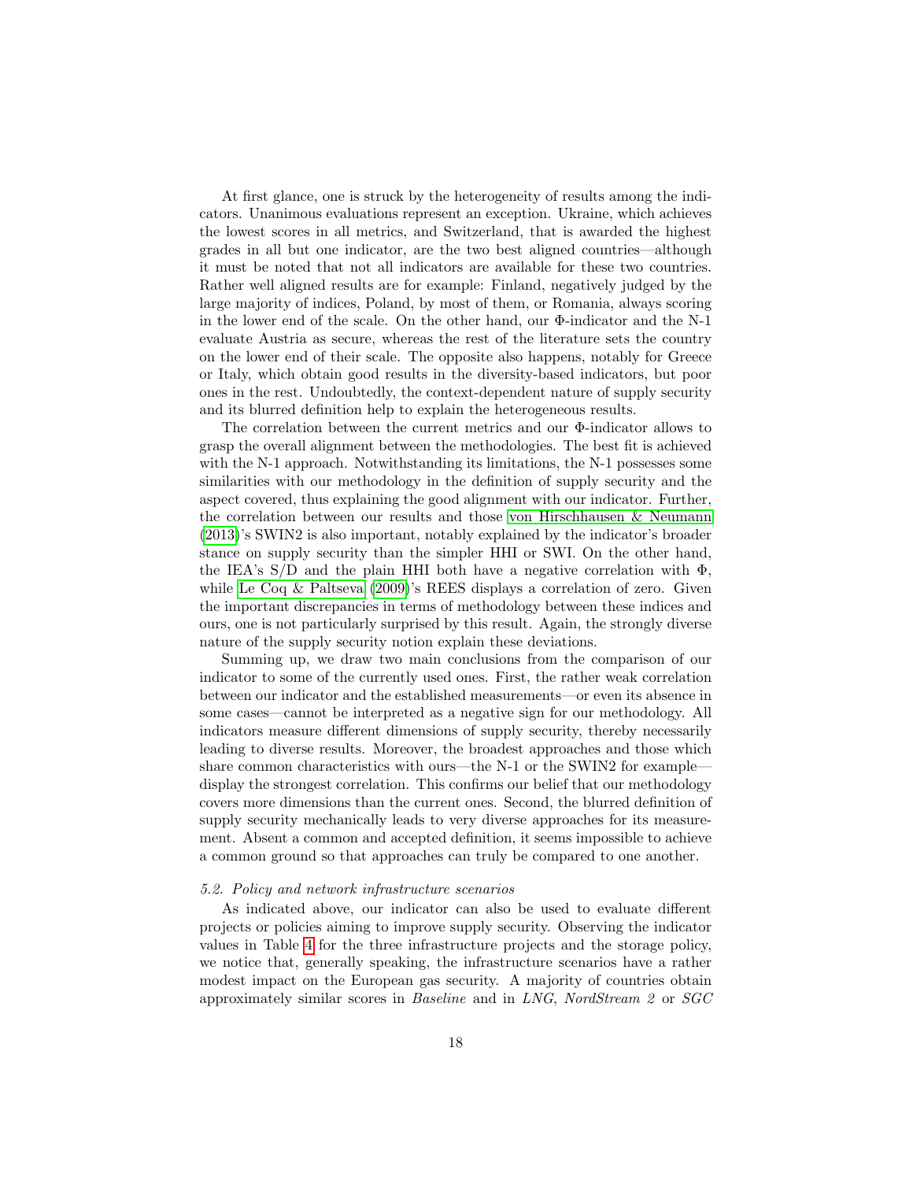At first glance, one is struck by the heterogeneity of results among the indicators. Unanimous evaluations represent an exception. Ukraine, which achieves the lowest scores in all metrics, and Switzerland, that is awarded the highest grades in all but one indicator, are the two best aligned countries—although it must be noted that not all indicators are available for these two countries. Rather well aligned results are for example: Finland, negatively judged by the large majority of indices, Poland, by most of them, or Romania, always scoring in the lower end of the scale. On the other hand, our $\Phi$-indicator and the N-1 evaluate Austria as secure, whereas the rest of the literature sets the country on the lower end of their scale. The opposite also happens, notably for Greece or Italy, which obtain good results in the diversity-based indicators, but poor ones in the rest. Undoubtedly, the context-dependent nature of supply security and its blurred definition help to explain the heterogeneous results.

The correlation between the current metrics and our $\Phi$-indicator allows to grasp the overall alignment between the methodologies. The best fit is achieved with the N-1 approach. Notwithstanding its limitations, the N-1 possesses some similarities with our methodology in the definition of supply security and the aspect covered, thus explaining the good alignment with our indicator. Further, the correlation between our results and those von Hirschhausen & Neumann (2013)'s SWIN2 is also important, notably explained by the indicator's broader stance on supply security than the simpler HHI or SWI. On the other hand, the IEA's S/D and the plain HHI both have a negative correlation with $\Phi$, while Le Coq & Paltseva (2009)'s REES displays a correlation of zero. Given the important discrepancies in terms of methodology between these indices and ours, one is not particularly surprised by this result. Again, the strongly diverse nature of the supply security notion explain these deviations.

Summing up, we draw two main conclusions from the comparison of our indicator to some of the currently used ones. First, the rather weak correlation between our indicator and the established measurements—or even its absence in some cases—cannot be interpreted as a negative sign for our methodology. All indicators measure different dimensions of supply security, thereby necessarily leading to diverse results. Moreover, the broadest approaches and those which share common characteristics with ours—the N-1 or the SWIN2 for example—display the strongest correlation. This confirms our belief that our methodology covers more dimensions than the current ones. Second, the blurred definition of supply security mechanically leads to very diverse approaches for its measurement. Absent a common and accepted definition, it seems impossible to achieve a common ground so that approaches can truly be compared to one another.

### *5.2. Policy and network infrastructure scenarios*

As indicated above, our indicator can also be used to evaluate different projects or policies aiming to improve supply security. Observing the indicator values in Table 4 for the three infrastructure projects and the storage policy, we notice that, generally speaking, the infrastructure scenarios have a rather modest impact on the European gas security. A majority of countries obtain approximately similar scores in *Baseline* and in *LNG*, *NordStream 2* or *SGC*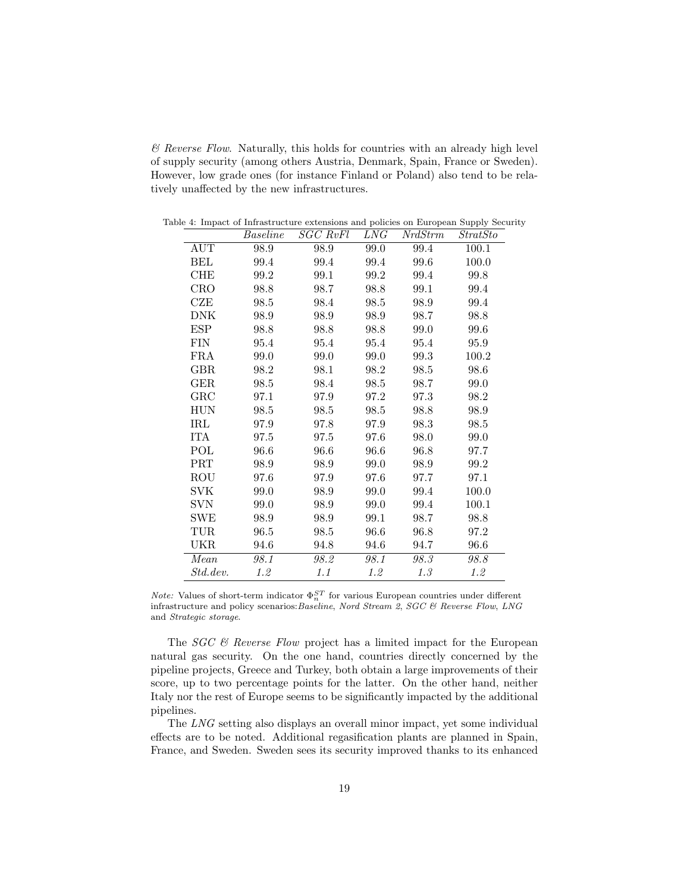*& Reverse Flow*. Naturally, this holds for countries with an already high level of supply security (among others Austria, Denmark, Spain, France or Sweden). However, low grade ones (for instance Finland or Poland) also tend to be relatively unaffected by the new infrastructures.

Table 4: Impact of Infrastructure extensions and policies on European Supply Security

| | *Baseline* | *SGC RvFl* | *LNG* | *NrdStrm* | *StratSto* |
|---|---|---|---|---|---|
| AUT | 98.9 | 98.9 | 99.0 | 99.4 | 100.1 |
| BEL | 99.4 | 99.4 | 99.4 | 99.6 | 100.0 |
| CHE | 99.2 | 99.1 | 99.2 | 99.4 | 99.8 |
| CRO | 98.8 | 98.7 | 98.8 | 99.1 | 99.4 |
| CZE | 98.5 | 98.4 | 98.5 | 98.9 | 99.4 |
| DNK | 98.9 | 98.9 | 98.9 | 98.7 | 98.8 |
| ESP | 98.8 | 98.8 | 98.8 | 99.0 | 99.6 |
| FIN | 95.4 | 95.4 | 95.4 | 95.4 | 95.9 |
| FRA | 99.0 | 99.0 | 99.0 | 99.3 | 100.2 |
| GBR | 98.2 | 98.1 | 98.2 | 98.5 | 98.6 |
| GER | 98.5 | 98.4 | 98.5 | 98.7 | 99.0 |
| GRC | 97.1 | 97.9 | 97.2 | 97.3 | 98.2 |
| HUN | 98.5 | 98.5 | 98.5 | 98.8 | 98.9 |
| IRL | 97.9 | 97.8 | 97.9 | 98.3 | 98.5 |
| ITA | 97.5 | 97.5 | 97.6 | 98.0 | 99.0 |
| POL | 96.6 | 96.6 | 96.6 | 96.8 | 97.7 |
| PRT | 98.9 | 98.9 | 99.0 | 98.9 | 99.2 |
| ROU | 97.6 | 97.9 | 97.6 | 97.7 | 97.1 |
| SVK | 99.0 | 98.9 | 99.0 | 99.4 | 100.0 |
| SVN | 99.0 | 98.9 | 99.0 | 99.4 | 100.1 |
| SWE | 98.9 | 98.9 | 99.1 | 98.7 | 98.8 |
| TUR | 96.5 | 98.5 | 96.6 | 96.8 | 97.2 |
| UKR | 94.6 | 94.8 | 94.6 | 94.7 | 96.6 |
| *Mean* | *98.1* | *98.2* | *98.1* | *98.3* | *98.8* |
| *Std.dev.* | *1.2* | *1.1* | *1.2* | *1.3* | *1.2* |

*Note:* Values of short-term indicator $\Phi_n^{ST}$ for various European countries under different infrastructure and policy scenarios: *Baseline*, *Nord Stream 2*, *SGC & Reverse Flow*, *LNG* and *Strategic storage*.

The *SGC & Reverse Flow* project has a limited impact for the European natural gas security. On the one hand, countries directly concerned by the pipeline projects, Greece and Turkey, both obtain a large improvements of their score, up to two percentage points for the latter. On the other hand, neither Italy nor the rest of Europe seems to be significantly impacted by the additional pipelines.

The *LNG* setting also displays an overall minor impact, yet some individual effects are to be noted. Additional regasification plants are planned in Spain, France, and Sweden. Sweden sees its security improved thanks to its enhanced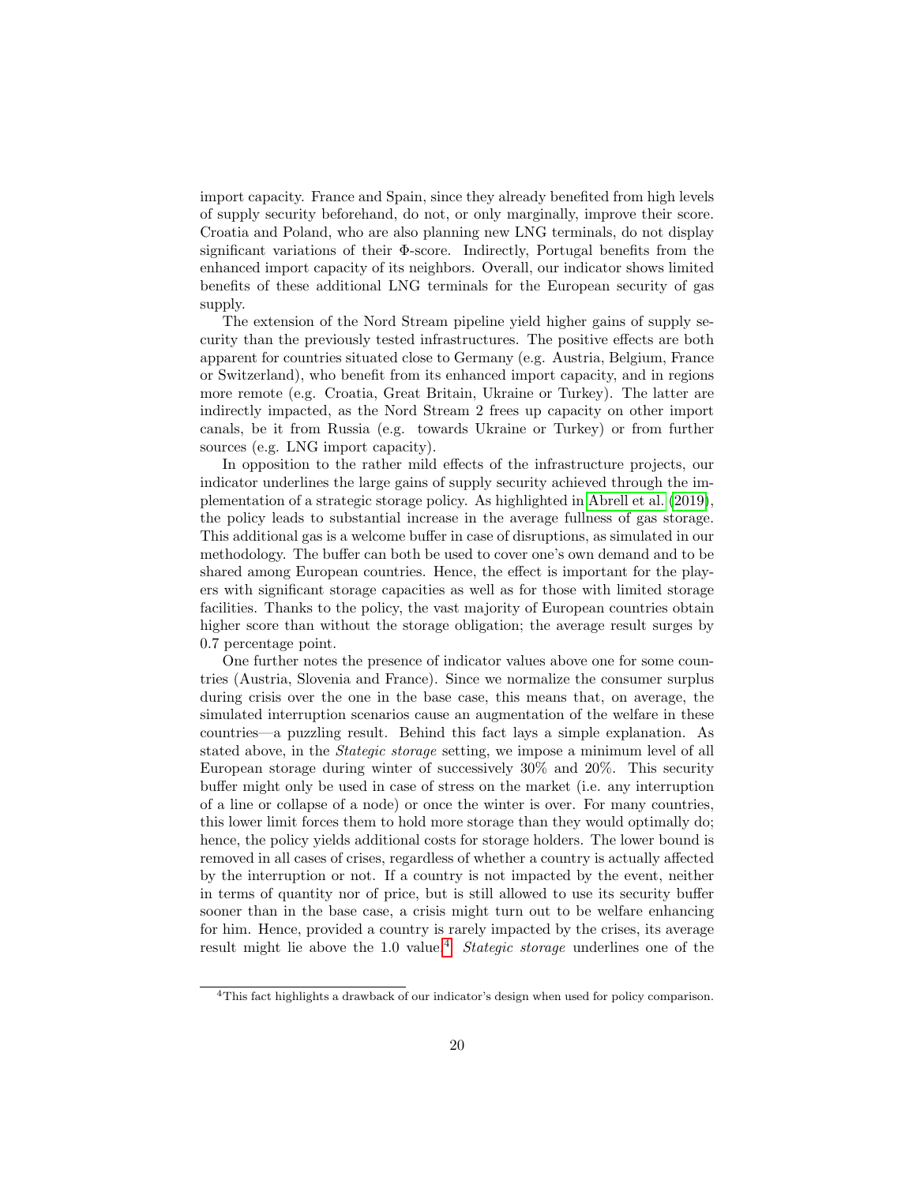import capacity. France and Spain, since they already benefited from high levels of supply security beforehand, do not, or only marginally, improve their score. Croatia and Poland, who are also planning new LNG terminals, do not display significant variations of their Φ-score. Indirectly, Portugal benefits from the enhanced import capacity of its neighbors. Overall, our indicator shows limited benefits of these additional LNG terminals for the European security of gas supply.

The extension of the Nord Stream pipeline yield higher gains of supply security than the previously tested infrastructures. The positive effects are both apparent for countries situated close to Germany (e.g. Austria, Belgium, France or Switzerland), who benefit from its enhanced import capacity, and in regions more remote (e.g. Croatia, Great Britain, Ukraine or Turkey). The latter are indirectly impacted, as the Nord Stream 2 frees up capacity on other import canals, be it from Russia (e.g. towards Ukraine or Turkey) or from further sources (e.g. LNG import capacity).

In opposition to the rather mild effects of the infrastructure projects, our indicator underlines the large gains of supply security achieved through the implementation of a strategic storage policy. As highlighted in Abrell et al. (2019), the policy leads to substantial increase in the average fullness of gas storage. This additional gas is a welcome buffer in case of disruptions, as simulated in our methodology. The buffer can both be used to cover one's own demand and to be shared among European countries. Hence, the effect is important for the players with significant storage capacities as well as for those with limited storage facilities. Thanks to the policy, the vast majority of European countries obtain higher score than without the storage obligation; the average result surges by 0.7 percentage point.

One further notes the presence of indicator values above one for some countries (Austria, Slovenia and France). Since we normalize the consumer surplus during crisis over the one in the base case, this means that, on average, the simulated interruption scenarios cause an augmentation of the welfare in these countries—a puzzling result. Behind this fact lays a simple explanation. As stated above, in the *Stategic storage* setting, we impose a minimum level of all European storage during winter of successively 30% and 20%. This security buffer might only be used in case of stress on the market (i.e. any interruption of a line or collapse of a node) or once the winter is over. For many countries, this lower limit forces them to hold more storage than they would optimally do; hence, the policy yields additional costs for storage holders. The lower bound is removed in all cases of crises, regardless of whether a country is actually affected by the interruption or not. If a country is not impacted by the event, neither in terms of quantity nor of price, but is still allowed to use its security buffer sooner than in the base case, a crisis might turn out to be welfare enhancing for him. Hence, provided a country is rarely impacted by the crises, its average result might lie above the 1.0 value.[4] *Stategic storage* underlines one of the

[4] This fact highlights a drawback of our indicator's design when used for policy comparison.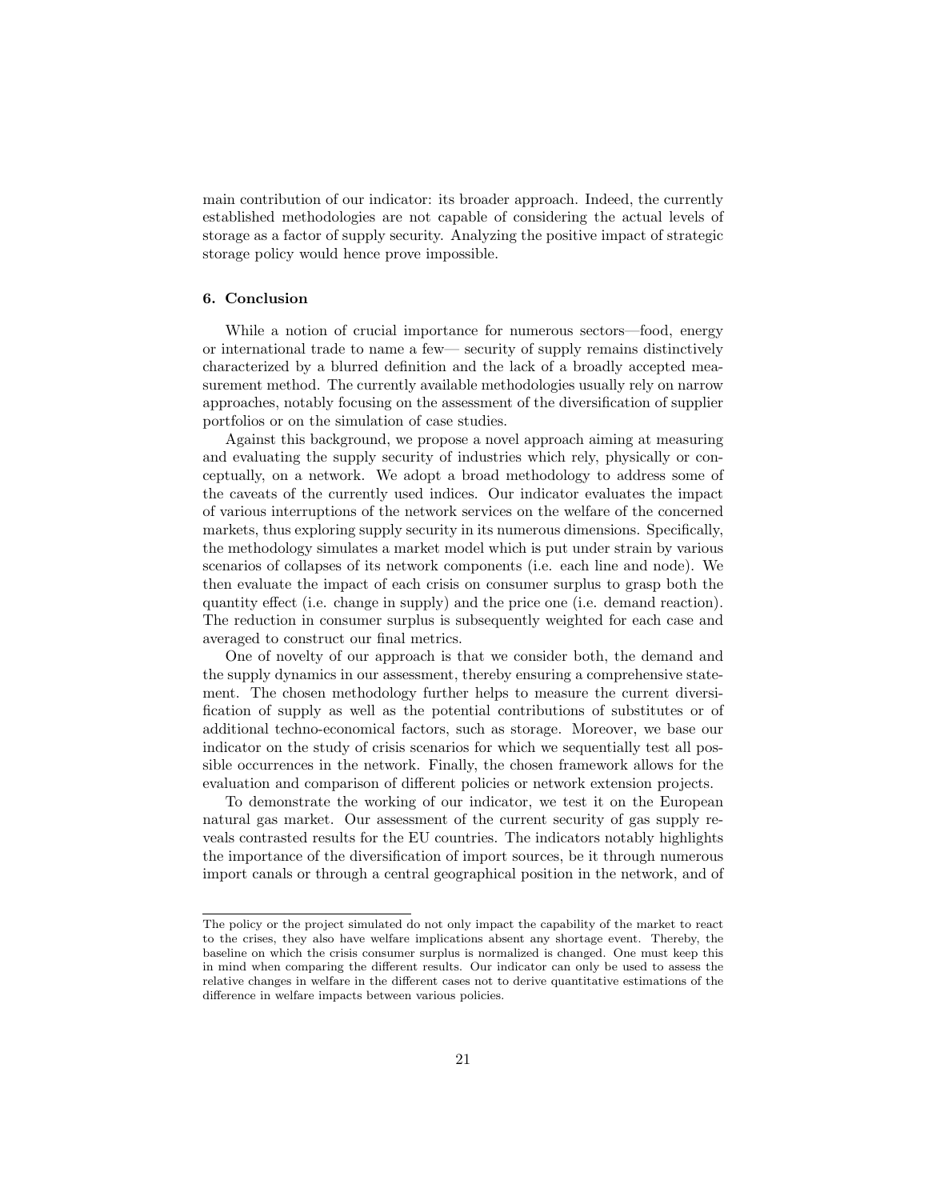main contribution of our indicator: its broader approach. Indeed, the currently established methodologies are not capable of considering the actual levels of storage as a factor of supply security. Analyzing the positive impact of strategic storage policy would hence prove impossible.

## 6. Conclusion

While a notion of crucial importance for numerous sectors—food, energy or international trade to name a few— security of supply remains distinctively characterized by a blurred definition and the lack of a broadly accepted measurement method. The currently available methodologies usually rely on narrow approaches, notably focusing on the assessment of the diversification of supplier portfolios or on the simulation of case studies.

Against this background, we propose a novel approach aiming at measuring and evaluating the supply security of industries which rely, physically or conceptually, on a network. We adopt a broad methodology to address some of the caveats of the currently used indices. Our indicator evaluates the impact of various interruptions of the network services on the welfare of the concerned markets, thus exploring supply security in its numerous dimensions. Specifically, the methodology simulates a market model which is put under strain by various scenarios of collapses of its network components (i.e. each line and node). We then evaluate the impact of each crisis on consumer surplus to grasp both the quantity effect (i.e. change in supply) and the price one (i.e. demand reaction). The reduction in consumer surplus is subsequently weighted for each case and averaged to construct our final metrics.

One of novelty of our approach is that we consider both, the demand and the supply dynamics in our assessment, thereby ensuring a comprehensive statement. The chosen methodology further helps to measure the current diversification of supply as well as the potential contributions of substitutes or of additional techno-economical factors, such as storage. Moreover, we base our indicator on the study of crisis scenarios for which we sequentially test all possible occurrences in the network. Finally, the chosen framework allows for the evaluation and comparison of different policies or network extension projects.

To demonstrate the working of our indicator, we test it on the European natural gas market. Our assessment of the current security of gas supply reveals contrasted results for the EU countries. The indicators notably highlights the importance of the diversification of import sources, be it through numerous import canals or through a central geographical position in the network, and of

---

The policy or the project simulated do not only impact the capability of the market to react to the crises, they also have welfare implications absent any shortage event. Thereby, the baseline on which the crisis consumer surplus is normalized is changed. One must keep this in mind when comparing the different results. Our indicator can only be used to assess the relative changes in welfare in the different cases not to derive quantitative estimations of the difference in welfare impacts between various policies.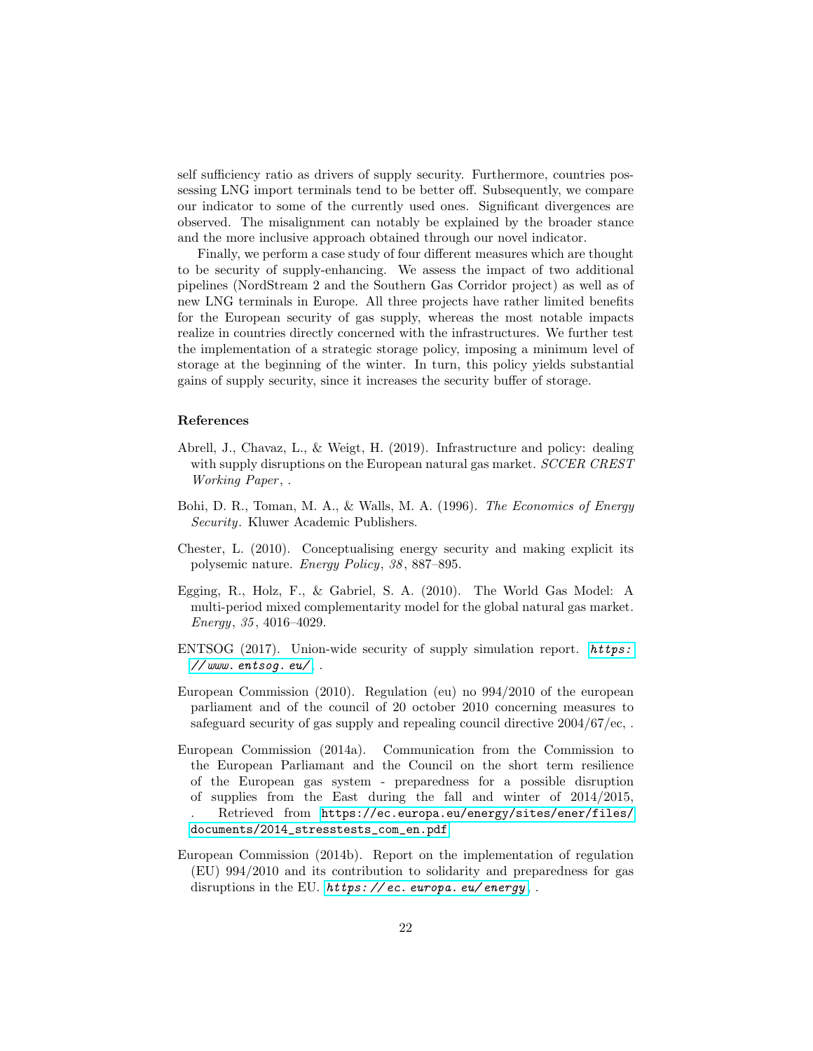self sufficiency ratio as drivers of supply security. Furthermore, countries possessing LNG import terminals tend to be better off. Subsequently, we compare our indicator to some of the currently used ones. Significant divergences are observed. The misalignment can notably be explained by the broader stance and the more inclusive approach obtained through our novel indicator.

Finally, we perform a case study of four different measures which are thought to be security of supply-enhancing. We assess the impact of two additional pipelines (NordStream 2 and the Southern Gas Corridor project) as well as of new LNG terminals in Europe. All three projects have rather limited benefits for the European security of gas supply, whereas the most notable impacts realize in countries directly concerned with the infrastructures. We further test the implementation of a strategic storage policy, imposing a minimum level of storage at the beginning of the winter. In turn, this policy yields substantial gains of supply security, since it increases the security buffer of storage.

## References

Abrell, J., Chavaz, L., & Weigt, H. (2019). Infrastructure and policy: dealing with supply disruptions on the European natural gas market. *SCCER CREST Working Paper*, .

Bohi, D. R., Toman, M. A., & Walls, M. A. (1996). *The Economics of Energy Security*. Kluwer Academic Publishers.

Chester, L. (2010). Conceptualising energy security and making explicit its polysemic nature. *Energy Policy*, *38*, 887–895.

Egging, R., Holz, F., & Gabriel, S. A. (2010). The World Gas Model: A multi-period mixed complementarity model for the global natural gas market. *Energy*, *35*, 4016–4029.

ENTSOG (2017). Union-wide security of supply simulation report. *https://www.entsog.eu/* .

European Commission (2010). Regulation (eu) no 994/2010 of the european parliament and of the council of 20 october 2010 concerning measures to safeguard security of gas supply and repealing council directive 2004/67/ec, .

European Commission (2014a). Communication from the Commission to the European Parliamant and the Council on the short term resilience of the European gas system - preparedness for a possible disruption of supplies from the East during the fall and winter of 2014/2015, . Retrieved from https://ec.europa.eu/energy/sites/ener/files/documents/2014_stresstests_com_en.pdf

European Commission (2014b). Report on the implementation of regulation (EU) 994/2010 and its contribution to solidarity and preparedness for gas disruptions in the EU. *https://ec.europa.eu/energy* .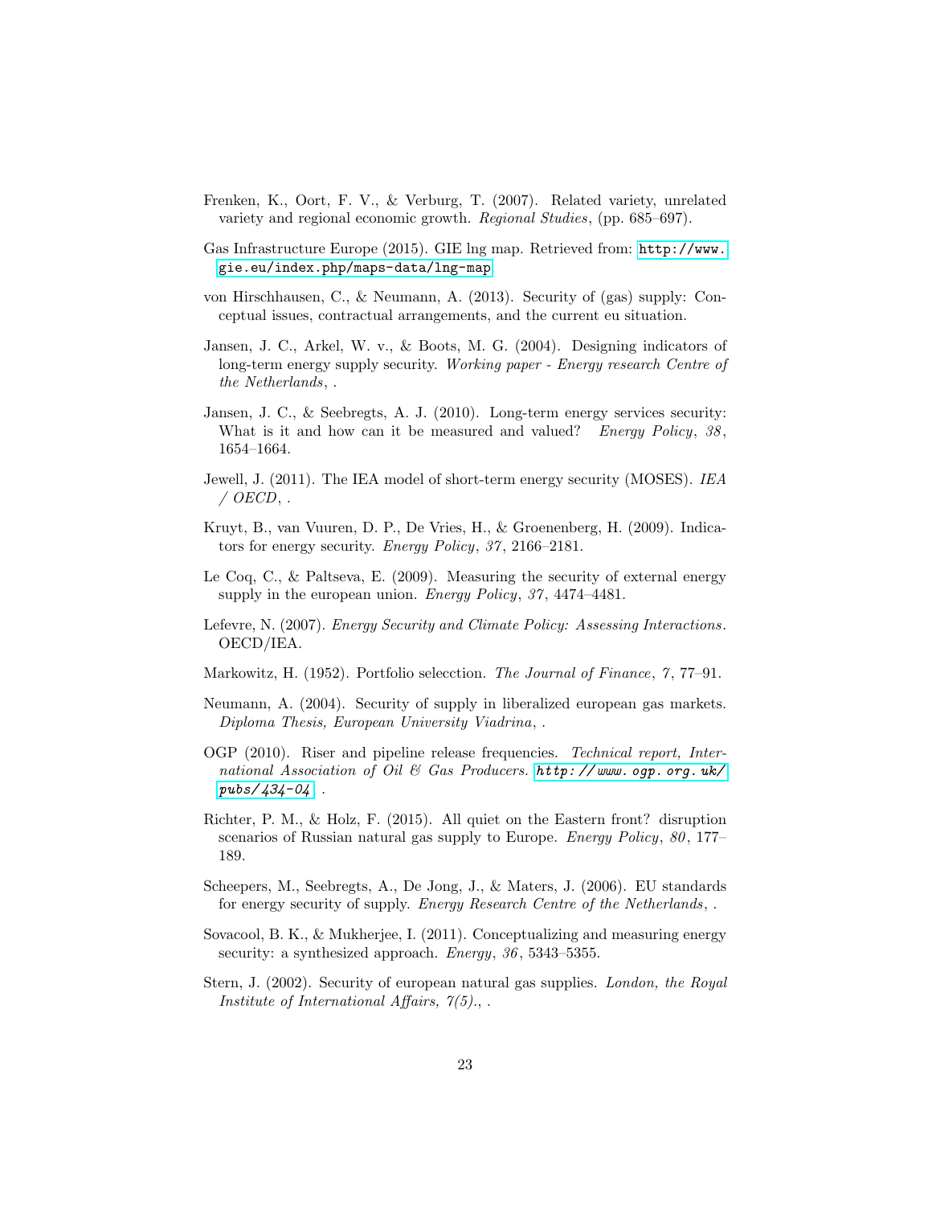Frenken, K., Oort, F. V., & Verburg, T. (2007). Related variety, unrelated variety and regional economic growth. *Regional Studies*, (pp. 685–697).

Gas Infrastructure Europe (2015). GIE lng map. Retrieved from: http://www.gie.eu/index.php/maps-data/lng-map

von Hirschhausen, C., & Neumann, A. (2013). Security of (gas) supply: Conceptual issues, contractual arrangements, and the current eu situation.

Jansen, J. C., Arkel, W. v., & Boots, M. G. (2004). Designing indicators of long-term energy supply security. *Working paper - Energy research Centre of the Netherlands*, .

Jansen, J. C., & Seebregts, A. J. (2010). Long-term energy services security: What is it and how can it be measured and valued? *Energy Policy*, *38*, 1654–1664.

Jewell, J. (2011). The IEA model of short-term energy security (MOSES). *IEA / OECD*, .

Kruyt, B., van Vuuren, D. P., De Vries, H., & Groenenberg, H. (2009). Indicators for energy security. *Energy Policy*, *37*, 2166–2181.

Le Coq, C., & Paltseva, E. (2009). Measuring the security of external energy supply in the european union. *Energy Policy*, *37*, 4474–4481.

Lefevre, N. (2007). *Energy Security and Climate Policy: Assessing Interactions*. OECD/IEA.

Markowitz, H. (1952). Portfolio selecction. *The Journal of Finance*, *7*, 77–91.

Neumann, A. (2004). Security of supply in liberalized european gas markets. *Diploma Thesis, European University Viadrina*, .

OGP (2010). Riser and pipeline release frequencies. *Technical report, International Association of Oil & Gas Producers. http://www.ogp.org.uk/pubs/434-04* .

Richter, P. M., & Holz, F. (2015). All quiet on the Eastern front? disruption scenarios of Russian natural gas supply to Europe. *Energy Policy*, *80*, 177–189.

Scheepers, M., Seebregts, A., De Jong, J., & Maters, J. (2006). EU standards for energy security of supply. *Energy Research Centre of the Netherlands*, .

Sovacool, B. K., & Mukherjee, I. (2011). Conceptualizing and measuring energy security: a synthesized approach. *Energy*, *36*, 5343–5355.

Stern, J. (2002). Security of european natural gas supplies. *London, the Royal Institute of International Affairs, 7(5).*, .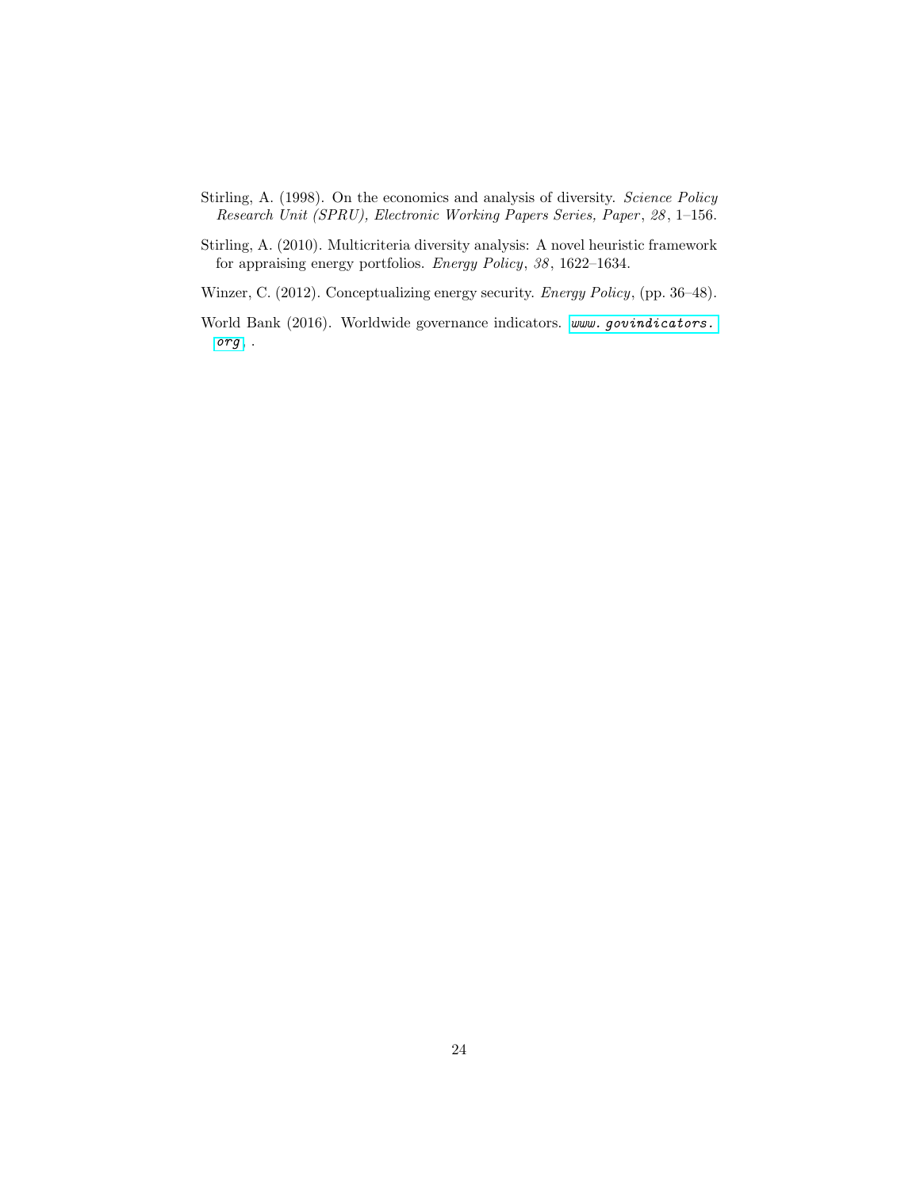Stirling, A. (1998). On the economics and analysis of diversity. *Science Policy Research Unit (SPRU), Electronic Working Papers Series, Paper*, *28*, 1–156.

Stirling, A. (2010). Multicriteria diversity analysis: A novel heuristic framework for appraising energy portfolios. *Energy Policy*, *38*, 1622–1634.

Winzer, C. (2012). Conceptualizing energy security. *Energy Policy*, (pp. 36–48).

World Bank (2016). Worldwide governance indicators. *www.govindicators.org* .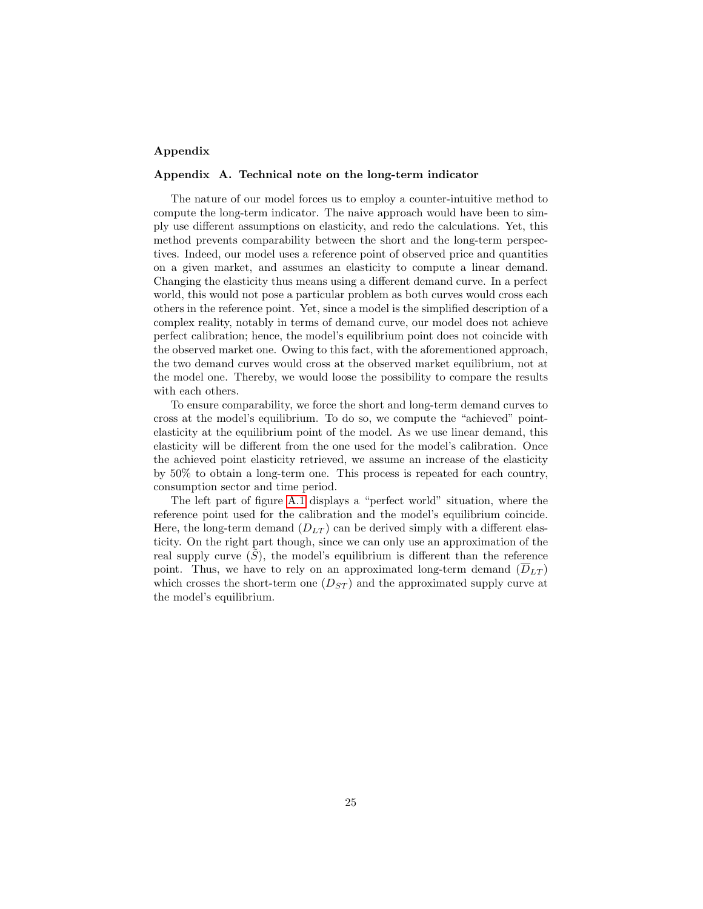## Appendix

### Appendix A. Technical note on the long-term indicator

The nature of our model forces us to employ a counter-intuitive method to compute the long-term indicator. The naive approach would have been to simply use different assumptions on elasticity, and redo the calculations. Yet, this method prevents comparability between the short and the long-term perspectives. Indeed, our model uses a reference point of observed price and quantities on a given market, and assumes an elasticity to compute a linear demand. Changing the elasticity thus means using a different demand curve. In a perfect world, this would not pose a particular problem as both curves would cross each others in the reference point. Yet, since a model is the simplified description of a complex reality, notably in terms of demand curve, our model does not achieve perfect calibration; hence, the model's equilibrium point does not coincide with the observed market one. Owing to this fact, with the aforementioned approach, the two demand curves would cross at the observed market equilibrium, not at the model one. Thereby, we would loose the possibility to compare the results with each others.

To ensure comparability, we force the short and long-term demand curves to cross at the model's equilibrium. To do so, we compute the "achieved" point-elasticity at the equilibrium point of the model. As we use linear demand, this elasticity will be different from the one used for the model's calibration. Once the achieved point elasticity retrieved, we assume an increase of the elasticity by 50% to obtain a long-term one. This process is repeated for each country, consumption sector and time period.

The left part of figure A.1 displays a "perfect world" situation, where the reference point used for the calibration and the model's equilibrium coincide. Here, the long-term demand ($D_{LT}$) can be derived simply with a different elasticity. On the right part though, since we can only use an approximation of the real supply curve ($\tilde{S}$), the model's equilibrium is different than the reference point. Thus, we have to rely on an approximated long-term demand ($\overline{D}_{LT}$) which crosses the short-term one ($D_{ST}$) and the approximated supply curve at the model's equilibrium.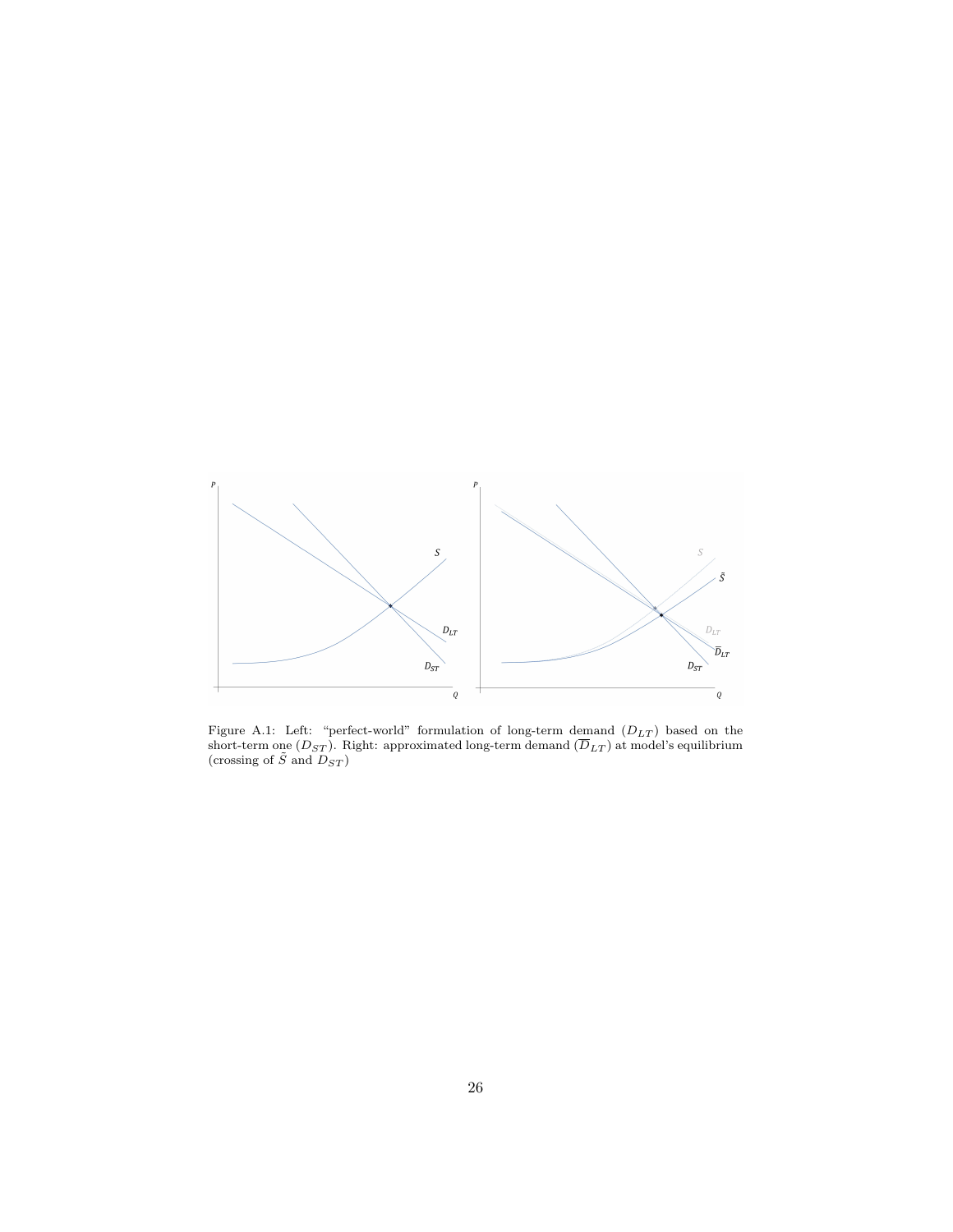P

S

$D_{LT}$

$D_{ST}$

Q

P

S

$\tilde{S}$

$D_{LT}$

$\overline{D}_{LT}$

$D_{ST}$

Q

Figure A.1: Left: "perfect-world" formulation of long-term demand ($D_{LT}$) based on the short-term one ($D_{ST}$). Right: approximated long-term demand ($\overline{D}_{LT}$) at model's equilibrium (crossing of $\tilde{S}$ and $D_{ST}$)